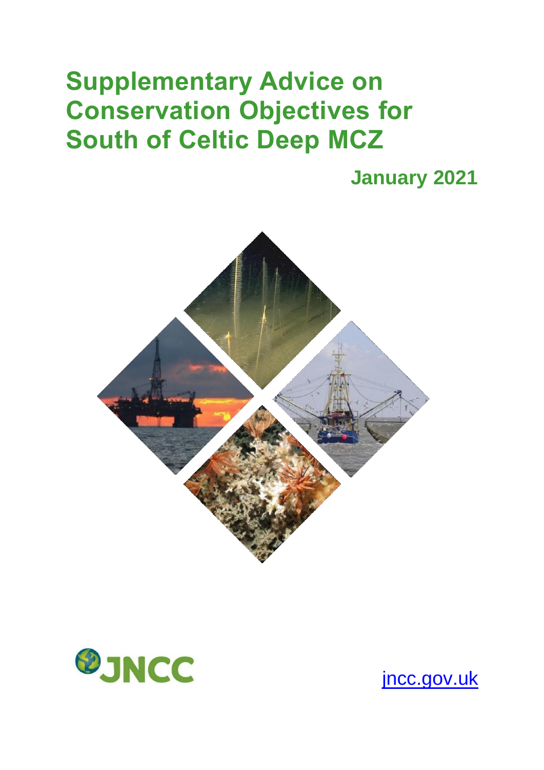# Supplementary Advice on Conservation Objectives for South of Celtic Deep MCZ

**January 2021**

JNCC

jncc.gov.uk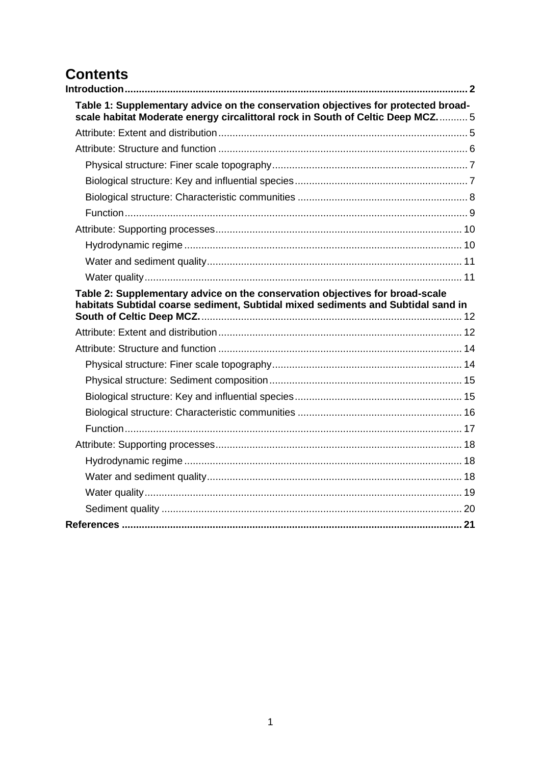# Contents

**Introduction** ........ 2

**Table 1: Supplementary advice on the conservation objectives for protected broad-scale habitat Moderate energy circalittoral rock in South of Celtic Deep MCZ.** ........ 5

- Attribute: Extent and distribution ........ 5
- Attribute: Structure and function ........ 6
  - Physical structure: Finer scale topography ........ 7
  - Biological structure: Key and influential species ........ 7
  - Biological structure: Characteristic communities ........ 8
  - Function ........ 9
- Attribute: Supporting processes ........ 10
  - Hydrodynamic regime ........ 10
  - Water and sediment quality ........ 11
  - Water quality ........ 11

**Table 2: Supplementary advice on the conservation objectives for broad-scale habitats Subtidal coarse sediment, Subtidal mixed sediments and Subtidal sand in South of Celtic Deep MCZ.** ........ 12

- Attribute: Extent and distribution ........ 12
- Attribute: Structure and function ........ 14
  - Physical structure: Finer scale topography ........ 14
  - Physical structure: Sediment composition ........ 15
  - Biological structure: Key and influential species ........ 15
  - Biological structure: Characteristic communities ........ 16
  - Function ........ 17
- Attribute: Supporting processes ........ 18
  - Hydrodynamic regime ........ 18
  - Water and sediment quality ........ 18
  - Water quality ........ 19
  - Sediment quality ........ 20

**References** ........ 21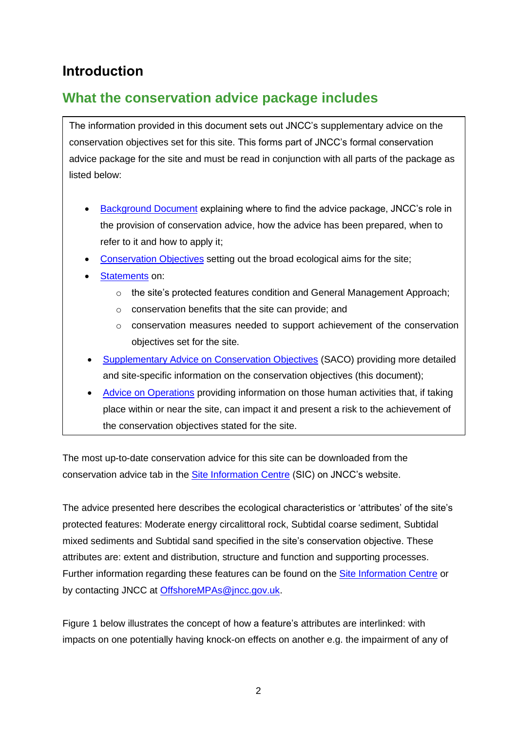# Introduction

## What the conservation advice package includes

The information provided in this document sets out JNCC's supplementary advice on the conservation objectives set for this site. This forms part of JNCC's formal conservation advice package for the site and must be read in conjunction with all parts of the package as listed below:

- Background Document explaining where to find the advice package, JNCC's role in the provision of conservation advice, how the advice has been prepared, when to refer to it and how to apply it;
- Conservation Objectives setting out the broad ecological aims for the site;
- Statements on:
  - the site's protected features condition and General Management Approach;
  - conservation benefits that the site can provide; and
  - conservation measures needed to support achievement of the conservation objectives set for the site.
- Supplementary Advice on Conservation Objectives (SACO) providing more detailed and site-specific information on the conservation objectives (this document);
- Advice on Operations providing information on those human activities that, if taking place within or near the site, can impact it and present a risk to the achievement of the conservation objectives stated for the site.

The most up-to-date conservation advice for this site can be downloaded from the conservation advice tab in the Site Information Centre (SIC) on JNCC's website.

The advice presented here describes the ecological characteristics or 'attributes' of the site's protected features: Moderate energy circalittoral rock, Subtidal coarse sediment, Subtidal mixed sediments and Subtidal sand specified in the site's conservation objective. These attributes are: extent and distribution, structure and function and supporting processes. Further information regarding these features can be found on the Site Information Centre or by contacting JNCC at OffshoreMPAs@jncc.gov.uk.

Figure 1 below illustrates the concept of how a feature's attributes are interlinked: with impacts on one potentially having knock-on effects on another e.g. the impairment of any of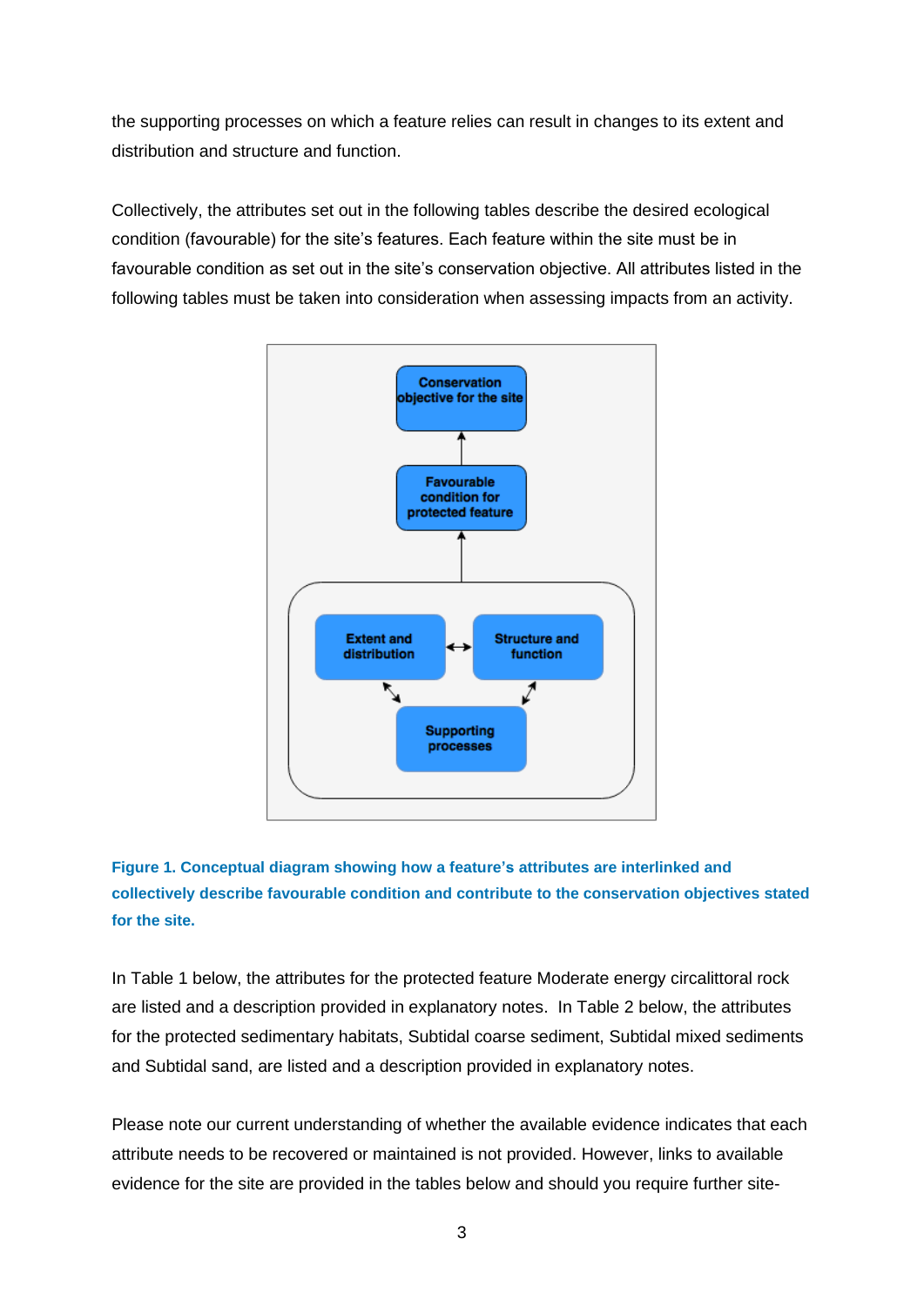the supporting processes on which a feature relies can result in changes to its extent and distribution and structure and function.

Collectively, the attributes set out in the following tables describe the desired ecological condition (favourable) for the site's features. Each feature within the site must be in favourable condition as set out in the site's conservation objective. All attributes listed in the following tables must be taken into consideration when assessing impacts from an activity.

**Figure 1. Conceptual diagram showing how a feature's attributes are interlinked and collectively describe favourable condition and contribute to the conservation objectives stated for the site.**

In Table 1 below, the attributes for the protected feature Moderate energy circalittoral rock are listed and a description provided in explanatory notes. In Table 2 below, the attributes for the protected sedimentary habitats, Subtidal coarse sediment, Subtidal mixed sediments and Subtidal sand, are listed and a description provided in explanatory notes.

Please note our current understanding of whether the available evidence indicates that each attribute needs to be recovered or maintained is not provided. However, links to available evidence for the site are provided in the tables below and should you require further site-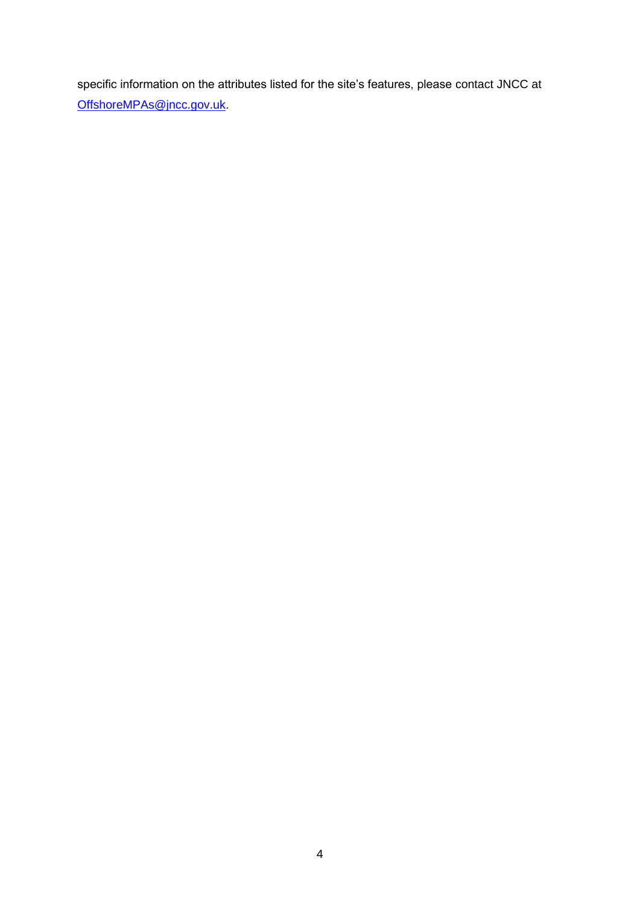specific information on the attributes listed for the site's features, please contact JNCC at [OffshoreMPAs@jncc.gov.uk](mailto:OffshoreMPAs@jncc.gov.uk).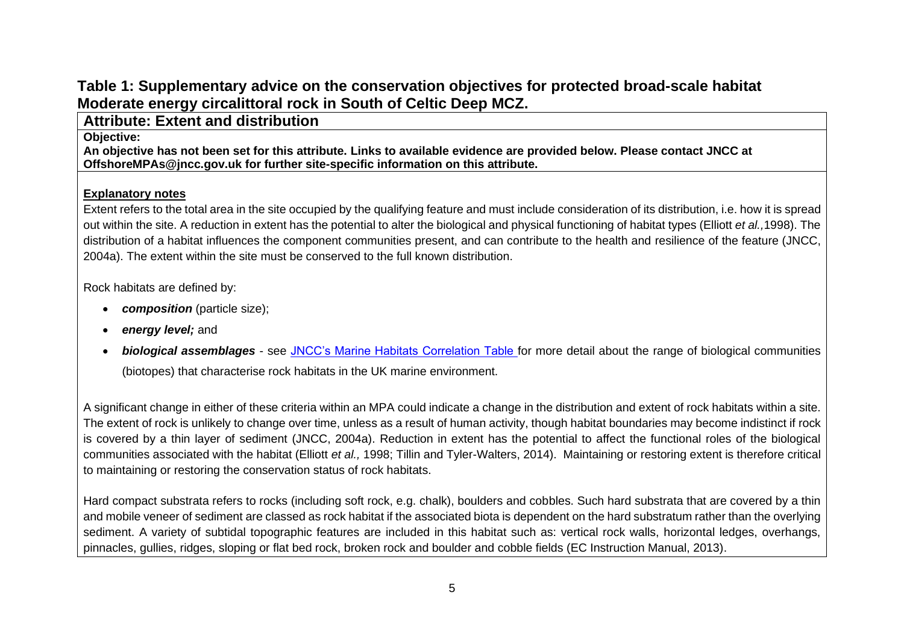## Table 1: Supplementary advice on the conservation objectives for protected broad-scale habitat Moderate energy circalittoral rock in South of Celtic Deep MCZ.

### Attribute: Extent and distribution

**Objective:**

**An objective has not been set for this attribute. Links to available evidence are provided below. Please contact JNCC at OffshoreMPAs@jncc.gov.uk for further site-specific information on this attribute.**

**Explanatory notes**

Extent refers to the total area in the site occupied by the qualifying feature and must include consideration of its distribution, i.e. how it is spread out within the site. A reduction in extent has the potential to alter the biological and physical functioning of habitat types (Elliott *et al.,*1998). The distribution of a habitat influences the component communities present, and can contribute to the health and resilience of the feature (JNCC, 2004a). The extent within the site must be conserved to the full known distribution.

Rock habitats are defined by:

- ***composition*** (particle size);
- ***energy level;*** and
- ***biological assemblages*** - see JNCC's Marine Habitats Correlation Table for more detail about the range of biological communities (biotopes) that characterise rock habitats in the UK marine environment.

A significant change in either of these criteria within an MPA could indicate a change in the distribution and extent of rock habitats within a site. The extent of rock is unlikely to change over time, unless as a result of human activity, though habitat boundaries may become indistinct if rock is covered by a thin layer of sediment (JNCC, 2004a). Reduction in extent has the potential to affect the functional roles of the biological communities associated with the habitat (Elliott *et al.,* 1998; Tillin and Tyler-Walters, 2014). Maintaining or restoring extent is therefore critical to maintaining or restoring the conservation status of rock habitats.

Hard compact substrata refers to rocks (including soft rock, e.g. chalk), boulders and cobbles. Such hard substrata that are covered by a thin and mobile veneer of sediment are classed as rock habitat if the associated biota is dependent on the hard substratum rather than the overlying sediment. A variety of subtidal topographic features are included in this habitat such as: vertical rock walls, horizontal ledges, overhangs, pinnacles, gullies, ridges, sloping or flat bed rock, broken rock and boulder and cobble fields (EC Instruction Manual, 2013).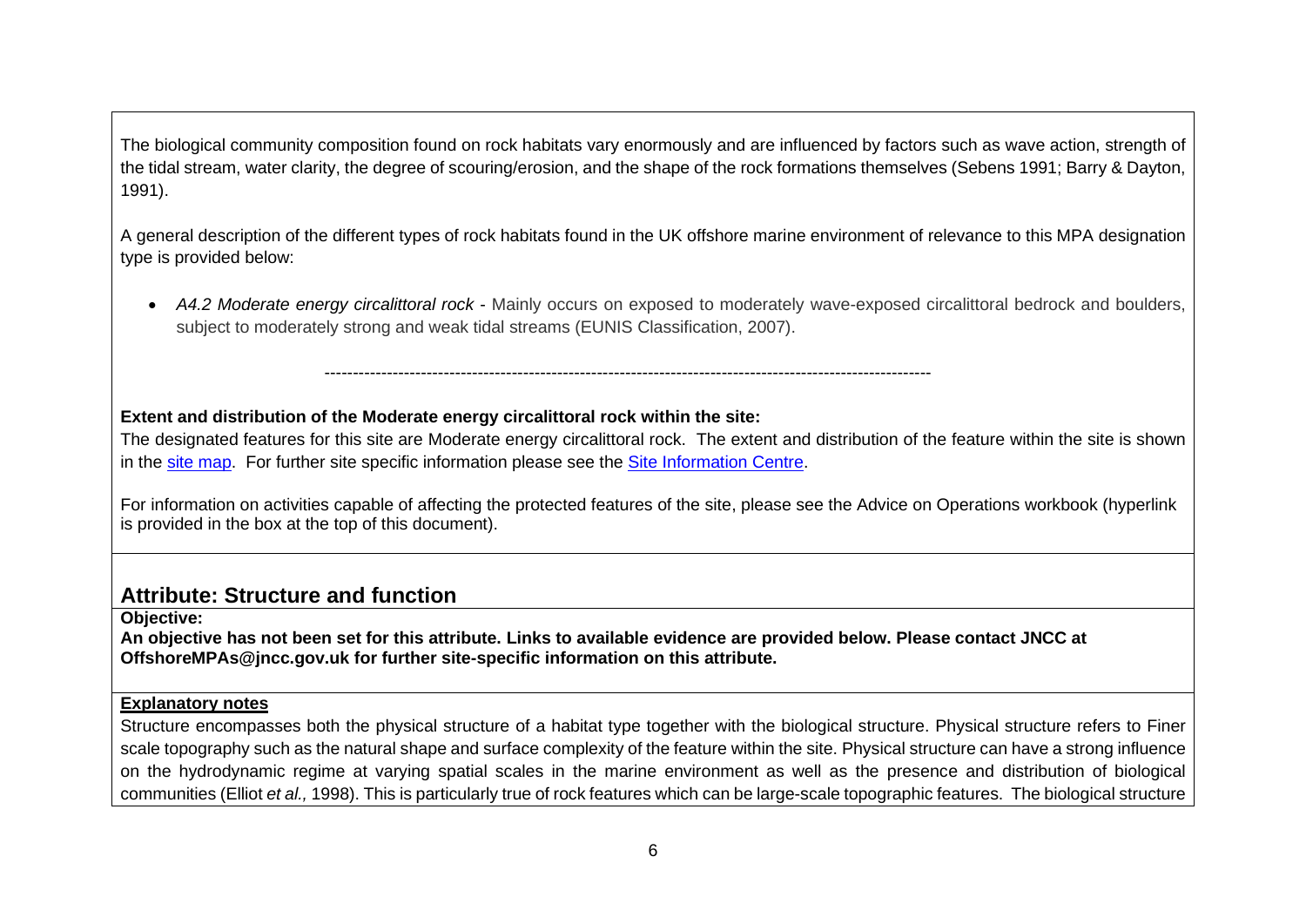The biological community composition found on rock habitats vary enormously and are influenced by factors such as wave action, strength of the tidal stream, water clarity, the degree of scouring/erosion, and the shape of the rock formations themselves (Sebens 1991; Barry & Dayton, 1991).

A general description of the different types of rock habitats found in the UK offshore marine environment of relevance to this MPA designation type is provided below:

- *A4.2 Moderate energy circalittoral rock* - Mainly occurs on exposed to moderately wave-exposed circalittoral bedrock and boulders, subject to moderately strong and weak tidal streams (EUNIS Classification, 2007).

---

**Extent and distribution of the Moderate energy circalittoral rock within the site:**

The designated features for this site are Moderate energy circalittoral rock. The extent and distribution of the feature within the site is shown in the site map. For further site specific information please see the Site Information Centre.

For information on activities capable of affecting the protected features of the site, please see the Advice on Operations workbook (hyperlink is provided in the box at the top of this document).

## Attribute: Structure and function

**Objective:**

**An objective has not been set for this attribute. Links to available evidence are provided below. Please contact JNCC at OffshoreMPAs@jncc.gov.uk for further site-specific information on this attribute.**

**Explanatory notes**

Structure encompasses both the physical structure of a habitat type together with the biological structure. Physical structure refers to Finer scale topography such as the natural shape and surface complexity of the feature within the site. Physical structure can have a strong influence on the hydrodynamic regime at varying spatial scales in the marine environment as well as the presence and distribution of biological communities (Elliot *et al.,* 1998). This is particularly true of rock features which can be large-scale topographic features. The biological structure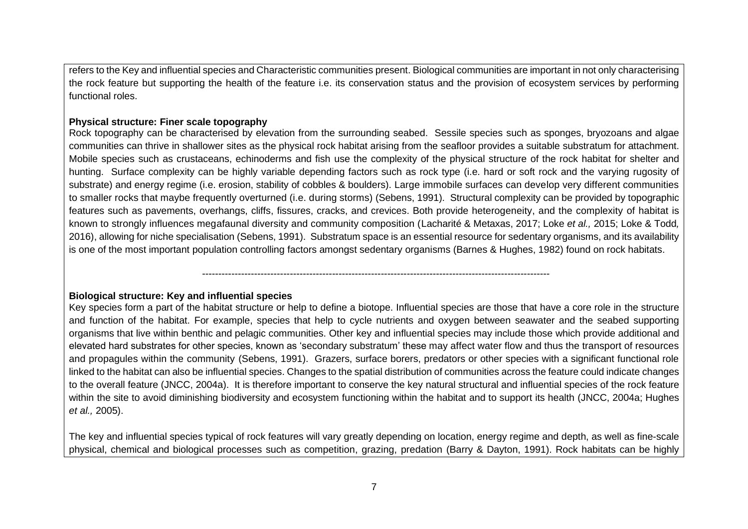refers to the Key and influential species and Characteristic communities present. Biological communities are important in not only characterising the rock feature but supporting the health of the feature i.e. its conservation status and the provision of ecosystem services by performing functional roles.

**Physical structure: Finer scale topography**

Rock topography can be characterised by elevation from the surrounding seabed. Sessile species such as sponges, bryozoans and algae communities can thrive in shallower sites as the physical rock habitat arising from the seafloor provides a suitable substratum for attachment. Mobile species such as crustaceans, echinoderms and fish use the complexity of the physical structure of the rock habitat for shelter and hunting. Surface complexity can be highly variable depending factors such as rock type (i.e. hard or soft rock and the varying rugosity of substrate) and energy regime (i.e. erosion, stability of cobbles & boulders). Large immobile surfaces can develop very different communities to smaller rocks that maybe frequently overturned (i.e. during storms) (Sebens, 1991). Structural complexity can be provided by topographic features such as pavements, overhangs, cliffs, fissures, cracks, and crevices. Both provide heterogeneity, and the complexity of habitat is known to strongly influences megafaunal diversity and community composition (Lacharité & Metaxas, 2017; Loke *et al.,* 2015; Loke & Todd*,* 2016), allowing for niche specialisation (Sebens, 1991). Substratum space is an essential resource for sedentary organisms, and its availability is one of the most important population controlling factors amongst sedentary organisms (Barnes & Hughes, 1982) found on rock habitats.

----------------------------------------------------------------------------------------------------------

**Biological structure: Key and influential species**

Key species form a part of the habitat structure or help to define a biotope. Influential species are those that have a core role in the structure and function of the habitat. For example, species that help to cycle nutrients and oxygen between seawater and the seabed supporting organisms that live within benthic and pelagic communities. Other key and influential species may include those which provide additional and elevated hard substrates for other species, known as 'secondary substratum' these may affect water flow and thus the transport of resources and propagules within the community (Sebens, 1991). Grazers, surface borers, predators or other species with a significant functional role linked to the habitat can also be influential species. Changes to the spatial distribution of communities across the feature could indicate changes to the overall feature (JNCC, 2004a). It is therefore important to conserve the key natural structural and influential species of the rock feature within the site to avoid diminishing biodiversity and ecosystem functioning within the habitat and to support its health (JNCC, 2004a; Hughes *et al.,* 2005).

The key and influential species typical of rock features will vary greatly depending on location, energy regime and depth, as well as fine-scale physical, chemical and biological processes such as competition, grazing, predation (Barry & Dayton, 1991). Rock habitats can be highly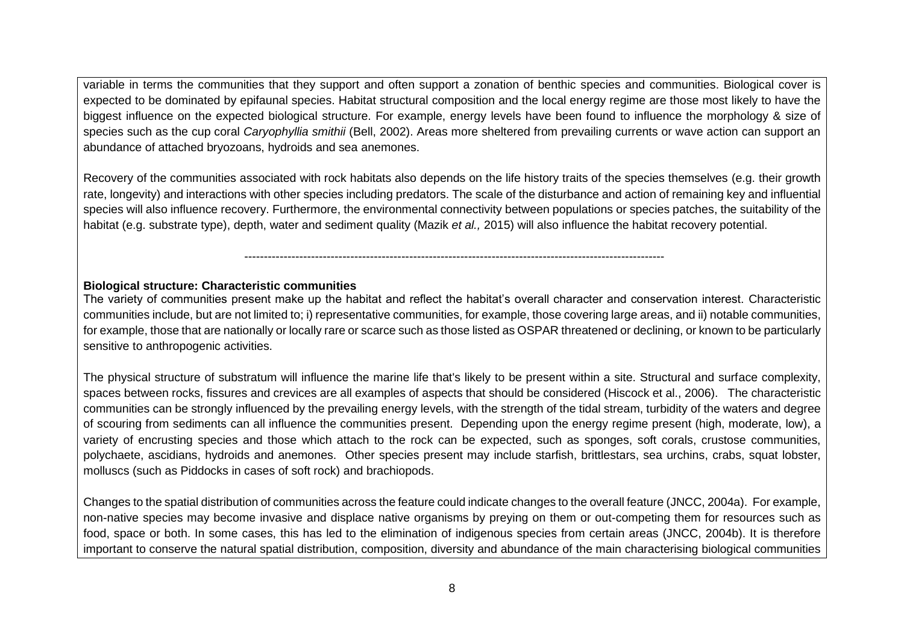variable in terms the communities that they support and often support a zonation of benthic species and communities. Biological cover is expected to be dominated by epifaunal species. Habitat structural composition and the local energy regime are those most likely to have the biggest influence on the expected biological structure. For example, energy levels have been found to influence the morphology & size of species such as the cup coral *Caryophyllia smithii* (Bell, 2002). Areas more sheltered from prevailing currents or wave action can support an abundance of attached bryozoans, hydroids and sea anemones.

Recovery of the communities associated with rock habitats also depends on the life history traits of the species themselves (e.g. their growth rate, longevity) and interactions with other species including predators. The scale of the disturbance and action of remaining key and influential species will also influence recovery. Furthermore, the environmental connectivity between populations or species patches, the suitability of the habitat (e.g. substrate type), depth, water and sediment quality (Mazik *et al.,* 2015) will also influence the habitat recovery potential.

---

**Biological structure: Characteristic communities**

The variety of communities present make up the habitat and reflect the habitat's overall character and conservation interest. Characteristic communities include, but are not limited to; i) representative communities, for example, those covering large areas, and ii) notable communities, for example, those that are nationally or locally rare or scarce such as those listed as OSPAR threatened or declining, or known to be particularly sensitive to anthropogenic activities.

The physical structure of substratum will influence the marine life that's likely to be present within a site. Structural and surface complexity, spaces between rocks, fissures and crevices are all examples of aspects that should be considered (Hiscock et al., 2006). The characteristic communities can be strongly influenced by the prevailing energy levels, with the strength of the tidal stream, turbidity of the waters and degree of scouring from sediments can all influence the communities present. Depending upon the energy regime present (high, moderate, low), a variety of encrusting species and those which attach to the rock can be expected, such as sponges, soft corals, crustose communities, polychaete, ascidians, hydroids and anemones. Other species present may include starfish, brittlestars, sea urchins, crabs, squat lobster, molluscs (such as Piddocks in cases of soft rock) and brachiopods.

Changes to the spatial distribution of communities across the feature could indicate changes to the overall feature (JNCC, 2004a). For example, non-native species may become invasive and displace native organisms by preying on them or out-competing them for resources such as food, space or both. In some cases, this has led to the elimination of indigenous species from certain areas (JNCC, 2004b). It is therefore important to conserve the natural spatial distribution, composition, diversity and abundance of the main characterising biological communities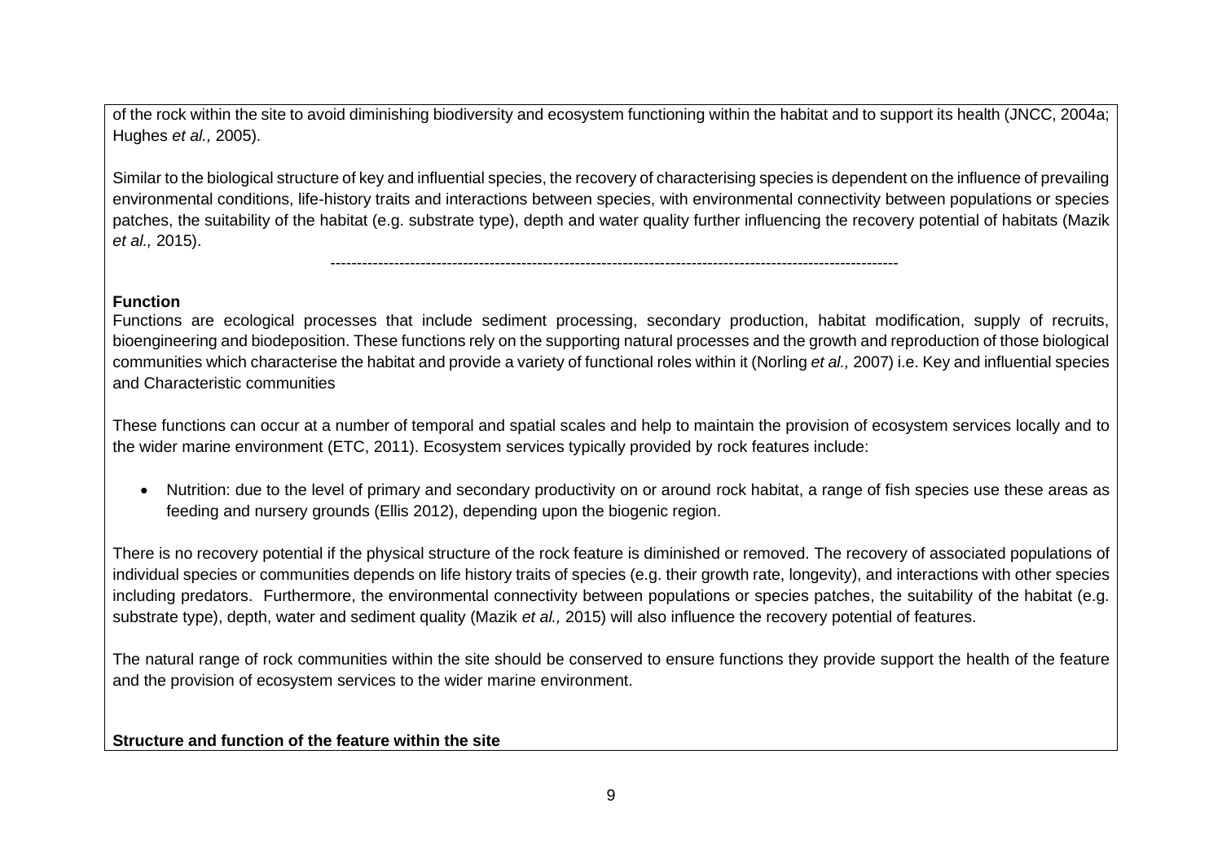of the rock within the site to avoid diminishing biodiversity and ecosystem functioning within the habitat and to support its health (JNCC, 2004a; Hughes *et al.,* 2005).

Similar to the biological structure of key and influential species, the recovery of characterising species is dependent on the influence of prevailing environmental conditions, life-history traits and interactions between species, with environmental connectivity between populations or species patches, the suitability of the habitat (e.g. substrate type), depth and water quality further influencing the recovery potential of habitats (Mazik *et al.,* 2015).

---

**Function**

Functions are ecological processes that include sediment processing, secondary production, habitat modification, supply of recruits, bioengineering and biodeposition. These functions rely on the supporting natural processes and the growth and reproduction of those biological communities which characterise the habitat and provide a variety of functional roles within it (Norling *et al.,* 2007) i.e. Key and influential species and Characteristic communities

These functions can occur at a number of temporal and spatial scales and help to maintain the provision of ecosystem services locally and to the wider marine environment (ETC, 2011). Ecosystem services typically provided by rock features include:

- Nutrition: due to the level of primary and secondary productivity on or around rock habitat, a range of fish species use these areas as feeding and nursery grounds (Ellis 2012), depending upon the biogenic region.

There is no recovery potential if the physical structure of the rock feature is diminished or removed. The recovery of associated populations of individual species or communities depends on life history traits of species (e.g. their growth rate, longevity), and interactions with other species including predators. Furthermore, the environmental connectivity between populations or species patches, the suitability of the habitat (e.g. substrate type), depth, water and sediment quality (Mazik *et al.,* 2015) will also influence the recovery potential of features.

The natural range of rock communities within the site should be conserved to ensure functions they provide support the health of the feature and the provision of ecosystem services to the wider marine environment.

**Structure and function of the feature within the site**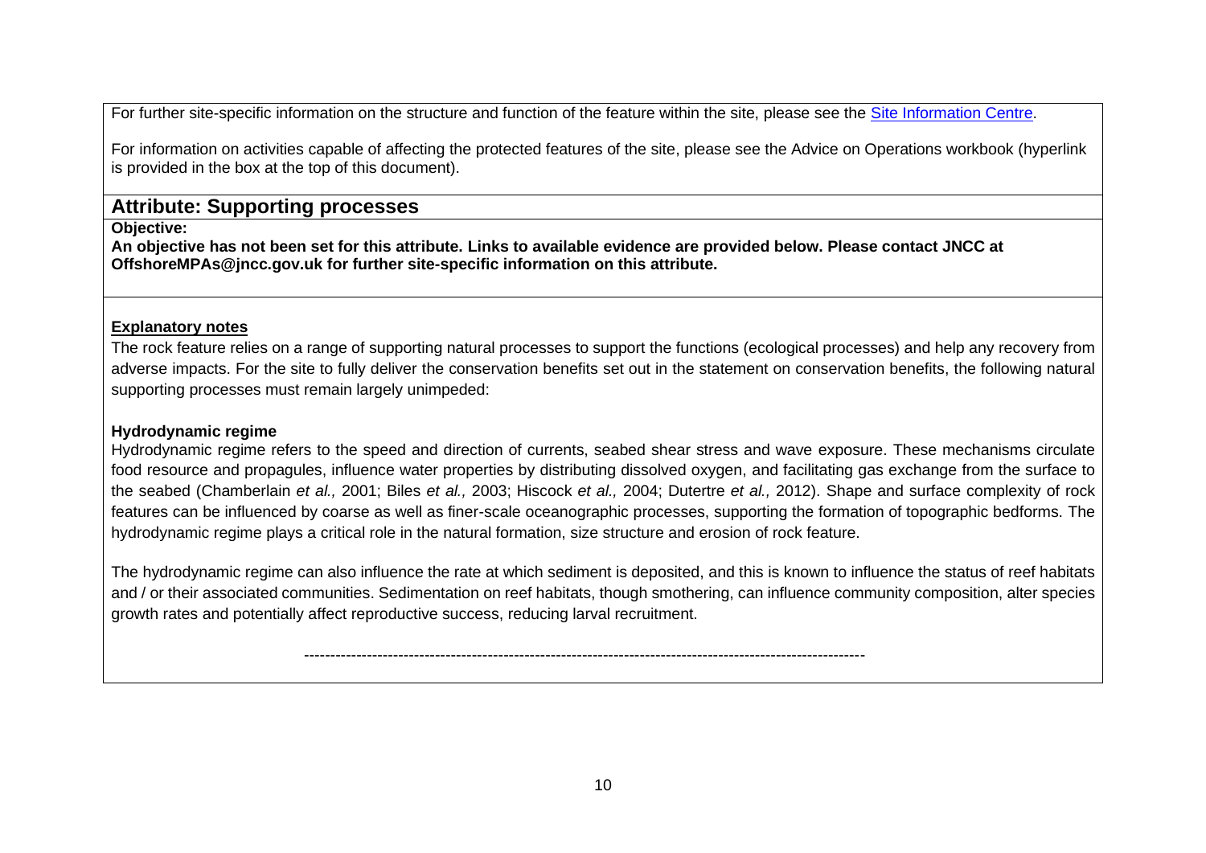For further site-specific information on the structure and function of the feature within the site, please see the [Site Information Centre](Site Information Centre).

For information on activities capable of affecting the protected features of the site, please see the Advice on Operations workbook (hyperlink is provided in the box at the top of this document).

## Attribute: Supporting processes

**Objective:**

**An objective has not been set for this attribute. Links to available evidence are provided below. Please contact JNCC at OffshoreMPAs@jncc.gov.uk for further site-specific information on this attribute.**

**Explanatory notes**

The rock feature relies on a range of supporting natural processes to support the functions (ecological processes) and help any recovery from adverse impacts. For the site to fully deliver the conservation benefits set out in the statement on conservation benefits, the following natural supporting processes must remain largely unimpeded:

**Hydrodynamic regime**

Hydrodynamic regime refers to the speed and direction of currents, seabed shear stress and wave exposure. These mechanisms circulate food resource and propagules, influence water properties by distributing dissolved oxygen, and facilitating gas exchange from the surface to the seabed (Chamberlain *et al.,* 2001; Biles *et al.,* 2003; Hiscock *et al.,* 2004; Dutertre *et al.,* 2012). Shape and surface complexity of rock features can be influenced by coarse as well as finer-scale oceanographic processes, supporting the formation of topographic bedforms. The hydrodynamic regime plays a critical role in the natural formation, size structure and erosion of rock feature.

The hydrodynamic regime can also influence the rate at which sediment is deposited, and this is known to influence the status of reef habitats and / or their associated communities. Sedimentation on reef habitats, though smothering, can influence community composition, alter species growth rates and potentially affect reproductive success, reducing larval recruitment.

---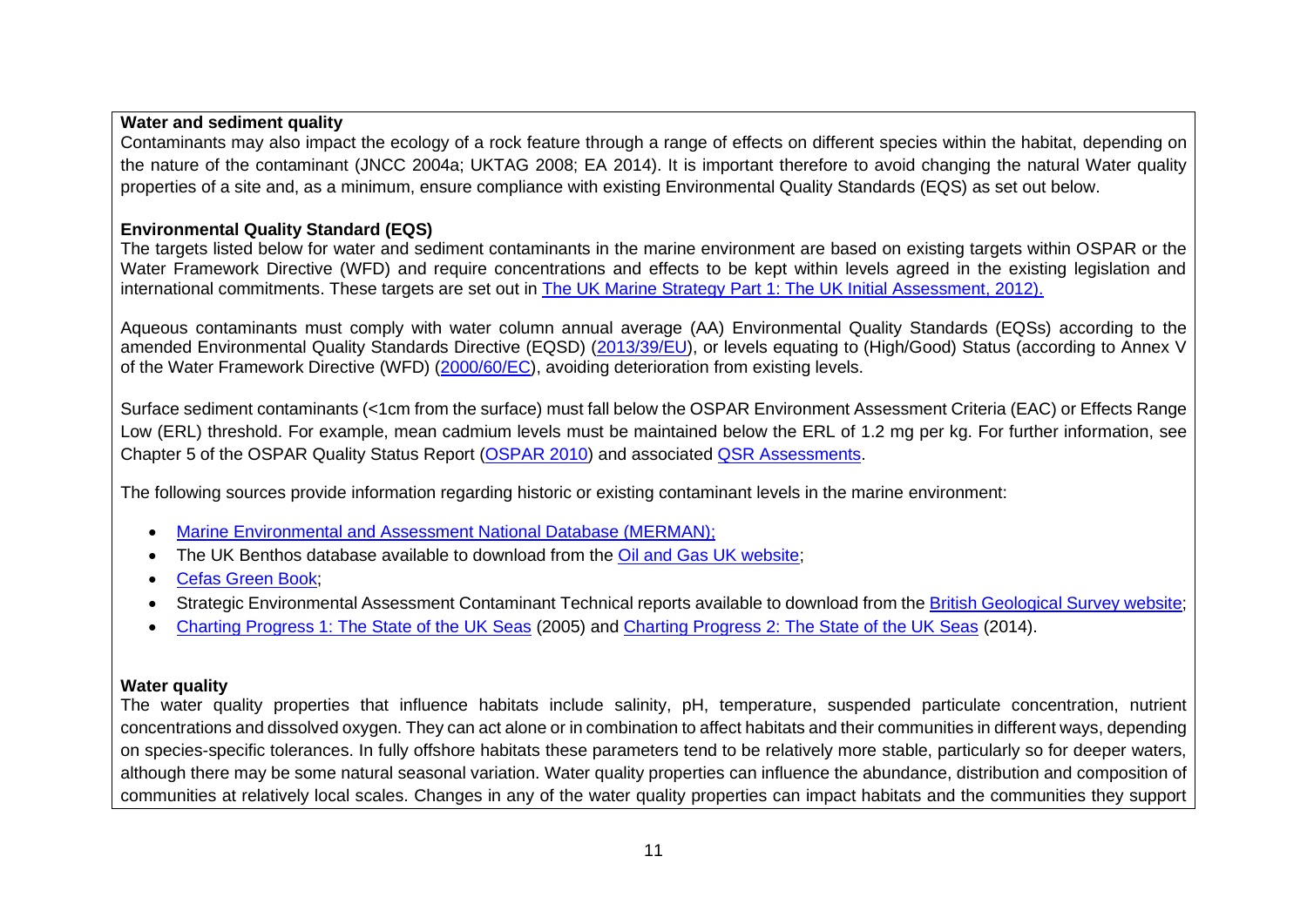**Water and sediment quality**

Contaminants may also impact the ecology of a rock feature through a range of effects on different species within the habitat, depending on the nature of the contaminant (JNCC 2004a; UKTAG 2008; EA 2014). It is important therefore to avoid changing the natural Water quality properties of a site and, as a minimum, ensure compliance with existing Environmental Quality Standards (EQS) as set out below.

**Environmental Quality Standard (EQS)**

The targets listed below for water and sediment contaminants in the marine environment are based on existing targets within OSPAR or the Water Framework Directive (WFD) and require concentrations and effects to be kept within levels agreed in the existing legislation and international commitments. These targets are set out in The UK Marine Strategy Part 1: The UK Initial Assessment, 2012).

Aqueous contaminants must comply with water column annual average (AA) Environmental Quality Standards (EQSs) according to the amended Environmental Quality Standards Directive (EQSD) (2013/39/EU), or levels equating to (High/Good) Status (according to Annex V of the Water Framework Directive (WFD) (2000/60/EC), avoiding deterioration from existing levels.

Surface sediment contaminants (<1cm from the surface) must fall below the OSPAR Environment Assessment Criteria (EAC) or Effects Range Low (ERL) threshold. For example, mean cadmium levels must be maintained below the ERL of 1.2 mg per kg. For further information, see Chapter 5 of the OSPAR Quality Status Report (OSPAR 2010) and associated QSR Assessments.

The following sources provide information regarding historic or existing contaminant levels in the marine environment:

- Marine Environmental and Assessment National Database (MERMAN);
- The UK Benthos database available to download from the Oil and Gas UK website;
- Cefas Green Book;
- Strategic Environmental Assessment Contaminant Technical reports available to download from the British Geological Survey website;
- Charting Progress 1: The State of the UK Seas (2005) and Charting Progress 2: The State of the UK Seas (2014).

**Water quality**

The water quality properties that influence habitats include salinity, pH, temperature, suspended particulate concentration, nutrient concentrations and dissolved oxygen. They can act alone or in combination to affect habitats and their communities in different ways, depending on species-specific tolerances. In fully offshore habitats these parameters tend to be relatively more stable, particularly so for deeper waters, although there may be some natural seasonal variation. Water quality properties can influence the abundance, distribution and composition of communities at relatively local scales. Changes in any of the water quality properties can impact habitats and the communities they support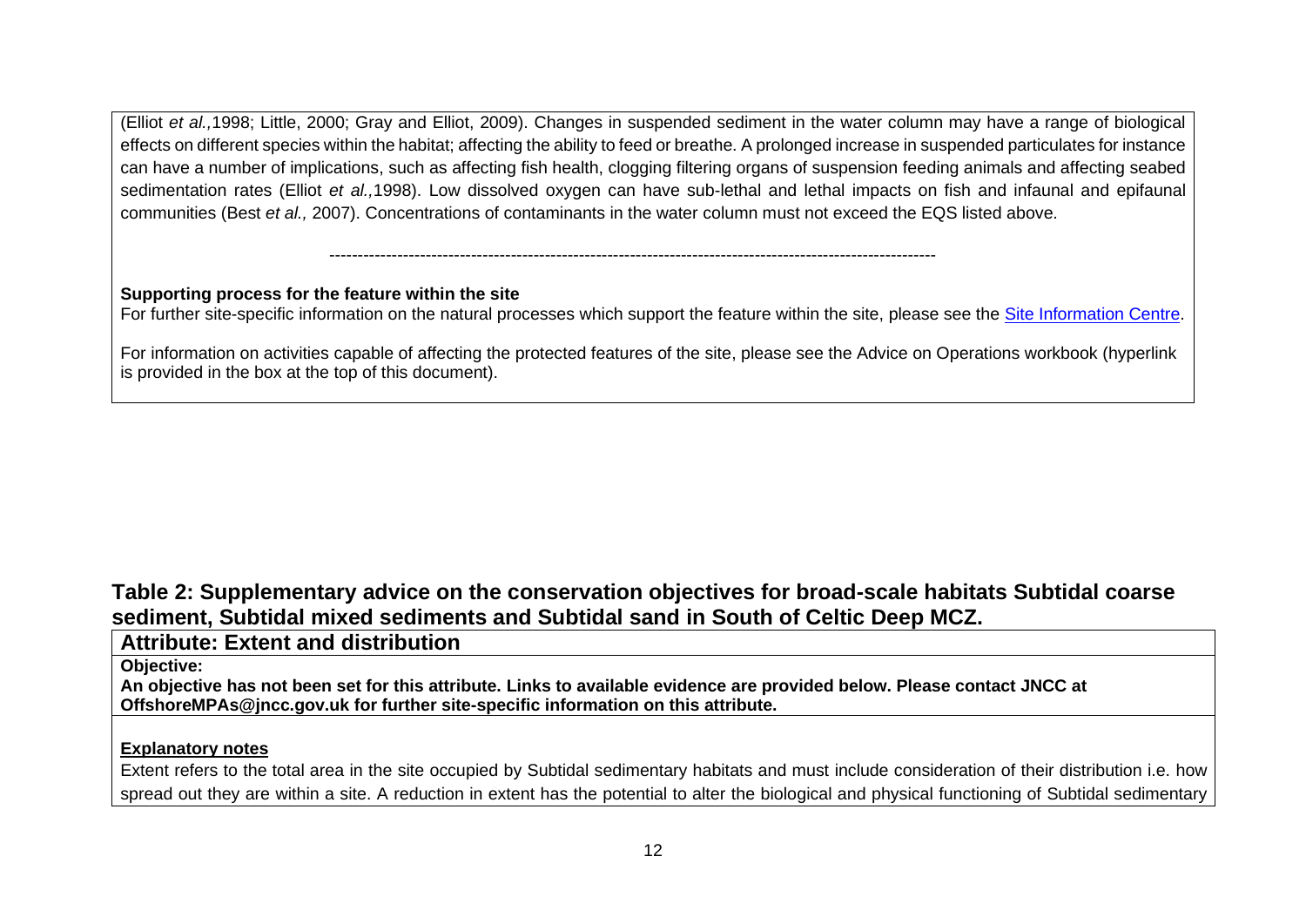(Elliot *et al.,*1998; Little, 2000; Gray and Elliot, 2009). Changes in suspended sediment in the water column may have a range of biological effects on different species within the habitat; affecting the ability to feed or breathe. A prolonged increase in suspended particulates for instance can have a number of implications, such as affecting fish health, clogging filtering organs of suspension feeding animals and affecting seabed sedimentation rates (Elliot *et al.,*1998). Low dissolved oxygen can have sub-lethal and lethal impacts on fish and infaunal and epifaunal communities (Best *et al.,* 2007). Concentrations of contaminants in the water column must not exceed the EQS listed above.

-----------------------------------------------------------------------------------------------------------

**Supporting process for the feature within the site**

For further site-specific information on the natural processes which support the feature within the site, please see the Site Information Centre.

For information on activities capable of affecting the protected features of the site, please see the Advice on Operations workbook (hyperlink is provided in the box at the top of this document).

## Table 2: Supplementary advice on the conservation objectives for broad-scale habitats Subtidal coarse sediment, Subtidal mixed sediments and Subtidal sand in South of Celtic Deep MCZ.

### Attribute: Extent and distribution

**Objective:**

**An objective has not been set for this attribute. Links to available evidence are provided below. Please contact JNCC at OffshoreMPAs@jncc.gov.uk for further site-specific information on this attribute.**

**Explanatory notes**

Extent refers to the total area in the site occupied by Subtidal sedimentary habitats and must include consideration of their distribution i.e. how spread out they are within a site. A reduction in extent has the potential to alter the biological and physical functioning of Subtidal sedimentary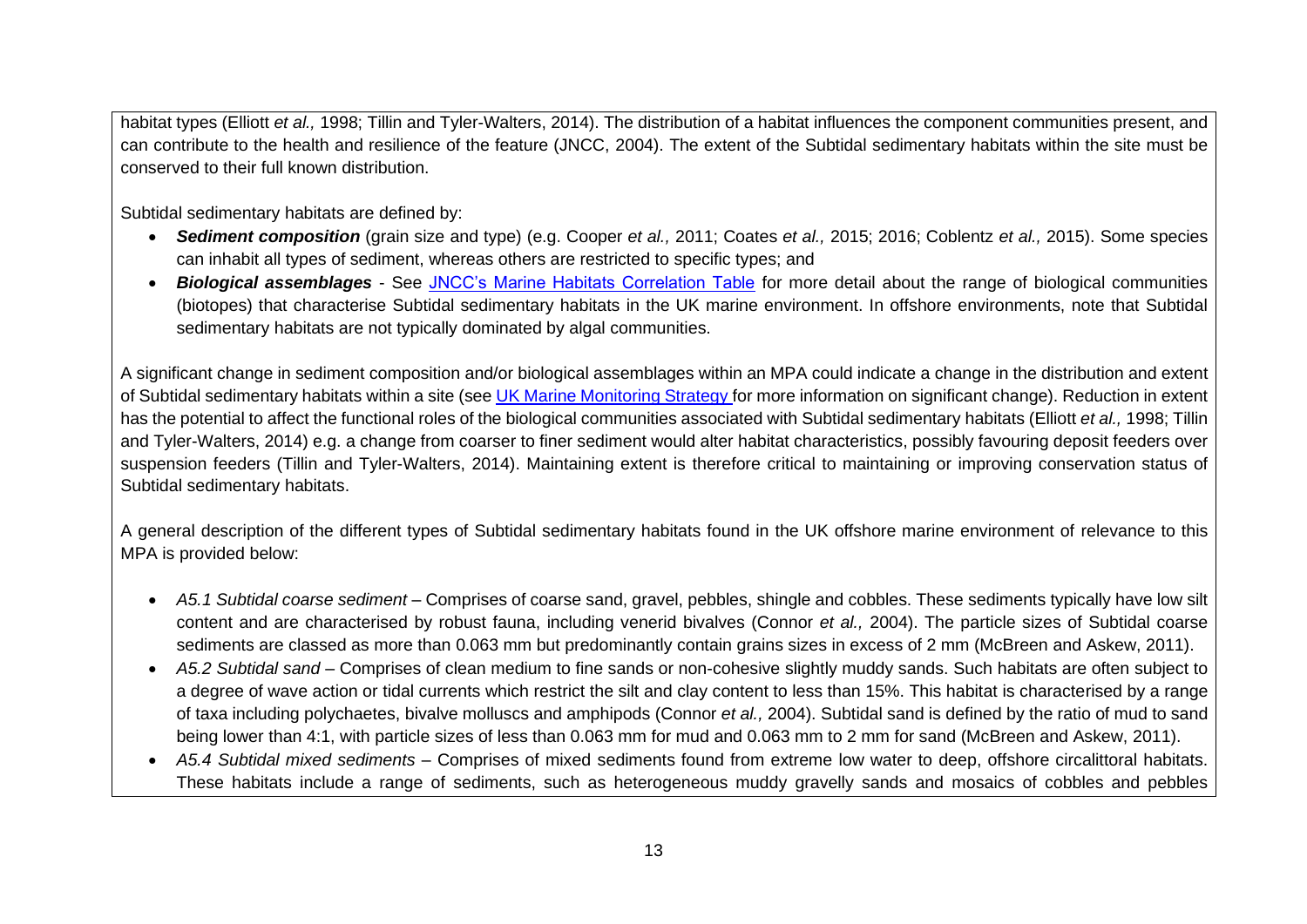habitat types (Elliott *et al.,* 1998; Tillin and Tyler-Walters, 2014). The distribution of a habitat influences the component communities present, and can contribute to the health and resilience of the feature (JNCC, 2004). The extent of the Subtidal sedimentary habitats within the site must be conserved to their full known distribution.

Subtidal sedimentary habitats are defined by:

- ***Sediment composition*** (grain size and type) (e.g. Cooper *et al.,* 2011; Coates *et al.,* 2015; 2016; Coblentz *et al.,* 2015). Some species can inhabit all types of sediment, whereas others are restricted to specific types; and
- ***Biological assemblages*** - See JNCC's Marine Habitats Correlation Table for more detail about the range of biological communities (biotopes) that characterise Subtidal sedimentary habitats in the UK marine environment. In offshore environments, note that Subtidal sedimentary habitats are not typically dominated by algal communities.

A significant change in sediment composition and/or biological assemblages within an MPA could indicate a change in the distribution and extent of Subtidal sedimentary habitats within a site (see UK Marine Monitoring Strategy for more information on significant change). Reduction in extent has the potential to affect the functional roles of the biological communities associated with Subtidal sedimentary habitats (Elliott *et al.,* 1998; Tillin and Tyler-Walters, 2014) e.g. a change from coarser to finer sediment would alter habitat characteristics, possibly favouring deposit feeders over suspension feeders (Tillin and Tyler-Walters, 2014). Maintaining extent is therefore critical to maintaining or improving conservation status of Subtidal sedimentary habitats.

A general description of the different types of Subtidal sedimentary habitats found in the UK offshore marine environment of relevance to this MPA is provided below:

- *A5.1 Subtidal coarse sediment* – Comprises of coarse sand, gravel, pebbles, shingle and cobbles. These sediments typically have low silt content and are characterised by robust fauna, including venerid bivalves (Connor *et al.,* 2004). The particle sizes of Subtidal coarse sediments are classed as more than 0.063 mm but predominantly contain grains sizes in excess of 2 mm (McBreen and Askew, 2011).
- *A5.2 Subtidal sand* – Comprises of clean medium to fine sands or non-cohesive slightly muddy sands. Such habitats are often subject to a degree of wave action or tidal currents which restrict the silt and clay content to less than 15%. This habitat is characterised by a range of taxa including polychaetes, bivalve molluscs and amphipods (Connor *et al.,* 2004). Subtidal sand is defined by the ratio of mud to sand being lower than 4:1, with particle sizes of less than 0.063 mm for mud and 0.063 mm to 2 mm for sand (McBreen and Askew, 2011).
- *A5.4 Subtidal mixed sediments* – Comprises of mixed sediments found from extreme low water to deep, offshore circalittoral habitats. These habitats include a range of sediments, such as heterogeneous muddy gravelly sands and mosaics of cobbles and pebbles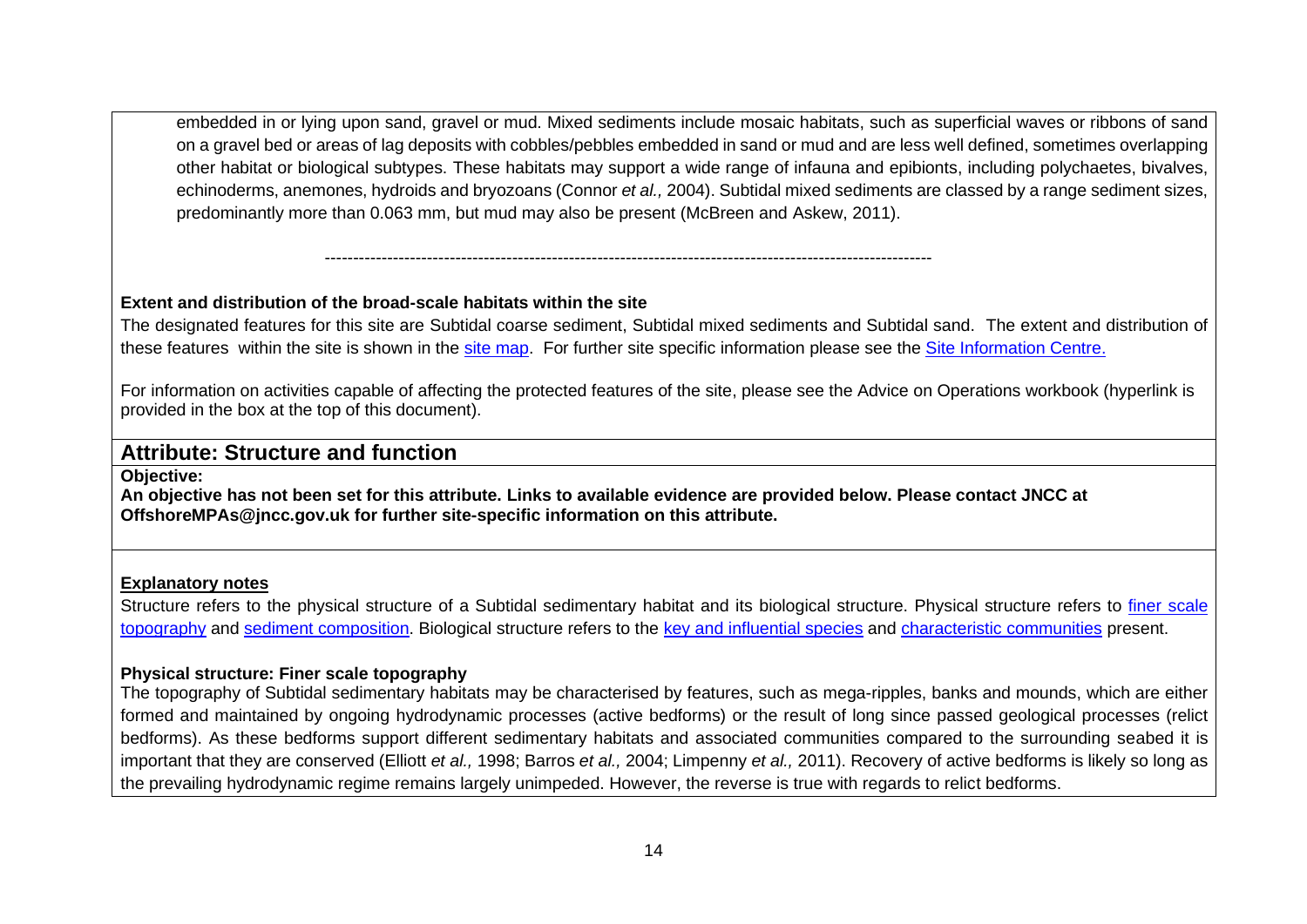embedded in or lying upon sand, gravel or mud. Mixed sediments include mosaic habitats, such as superficial waves or ribbons of sand on a gravel bed or areas of lag deposits with cobbles/pebbles embedded in sand or mud and are less well defined, sometimes overlapping other habitat or biological subtypes. These habitats may support a wide range of infauna and epibionts, including polychaetes, bivalves, echinoderms, anemones, hydroids and bryozoans (Connor *et al.,* 2004). Subtidal mixed sediments are classed by a range sediment sizes, predominantly more than 0.063 mm, but mud may also be present (McBreen and Askew, 2011).

---------------------------------------------------------------------------------------------------------

**Extent and distribution of the broad-scale habitats within the site**

The designated features for this site are Subtidal coarse sediment, Subtidal mixed sediments and Subtidal sand. The extent and distribution of these features within the site is shown in the site map. For further site specific information please see the Site Information Centre.

For information on activities capable of affecting the protected features of the site, please see the Advice on Operations workbook (hyperlink is provided in the box at the top of this document).

## Attribute: Structure and function

**Objective:**

**An objective has not been set for this attribute. Links to available evidence are provided below. Please contact JNCC at OffshoreMPAs@jncc.gov.uk for further site-specific information on this attribute.**

**Explanatory notes**

Structure refers to the physical structure of a Subtidal sedimentary habitat and its biological structure. Physical structure refers to finer scale topography and sediment composition. Biological structure refers to the key and influential species and characteristic communities present.

**Physical structure: Finer scale topography**

The topography of Subtidal sedimentary habitats may be characterised by features, such as mega-ripples, banks and mounds, which are either formed and maintained by ongoing hydrodynamic processes (active bedforms) or the result of long since passed geological processes (relict bedforms). As these bedforms support different sedimentary habitats and associated communities compared to the surrounding seabed it is important that they are conserved (Elliott *et al.,* 1998; Barros *et al.,* 2004; Limpenny *et al.,* 2011). Recovery of active bedforms is likely so long as the prevailing hydrodynamic regime remains largely unimpeded. However, the reverse is true with regards to relict bedforms.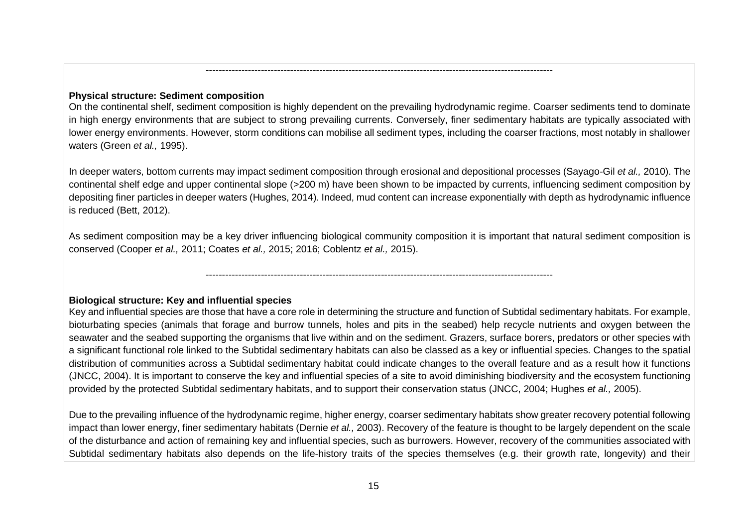---

**Physical structure: Sediment composition**

On the continental shelf, sediment composition is highly dependent on the prevailing hydrodynamic regime. Coarser sediments tend to dominate in high energy environments that are subject to strong prevailing currents. Conversely, finer sedimentary habitats are typically associated with lower energy environments. However, storm conditions can mobilise all sediment types, including the coarser fractions, most notably in shallower waters (Green *et al.,* 1995).

In deeper waters, bottom currents may impact sediment composition through erosional and depositional processes (Sayago-Gil *et al.,* 2010). The continental shelf edge and upper continental slope (>200 m) have been shown to be impacted by currents, influencing sediment composition by depositing finer particles in deeper waters (Hughes, 2014). Indeed, mud content can increase exponentially with depth as hydrodynamic influence is reduced (Bett, 2012).

As sediment composition may be a key driver influencing biological community composition it is important that natural sediment composition is conserved (Cooper *et al.,* 2011; Coates *et al.,* 2015; 2016; Coblentz *et al.,* 2015).

---

**Biological structure: Key and influential species**

Key and influential species are those that have a core role in determining the structure and function of Subtidal sedimentary habitats. For example, bioturbating species (animals that forage and burrow tunnels, holes and pits in the seabed) help recycle nutrients and oxygen between the seawater and the seabed supporting the organisms that live within and on the sediment. Grazers, surface borers, predators or other species with a significant functional role linked to the Subtidal sedimentary habitats can also be classed as a key or influential species. Changes to the spatial distribution of communities across a Subtidal sedimentary habitat could indicate changes to the overall feature and as a result how it functions (JNCC, 2004). It is important to conserve the key and influential species of a site to avoid diminishing biodiversity and the ecosystem functioning provided by the protected Subtidal sedimentary habitats, and to support their conservation status (JNCC, 2004; Hughes *et al.,* 2005).

Due to the prevailing influence of the hydrodynamic regime, higher energy, coarser sedimentary habitats show greater recovery potential following impact than lower energy, finer sedimentary habitats (Dernie *et al.,* 2003). Recovery of the feature is thought to be largely dependent on the scale of the disturbance and action of remaining key and influential species, such as burrowers. However, recovery of the communities associated with Subtidal sedimentary habitats also depends on the life-history traits of the species themselves (e.g. their growth rate, longevity) and their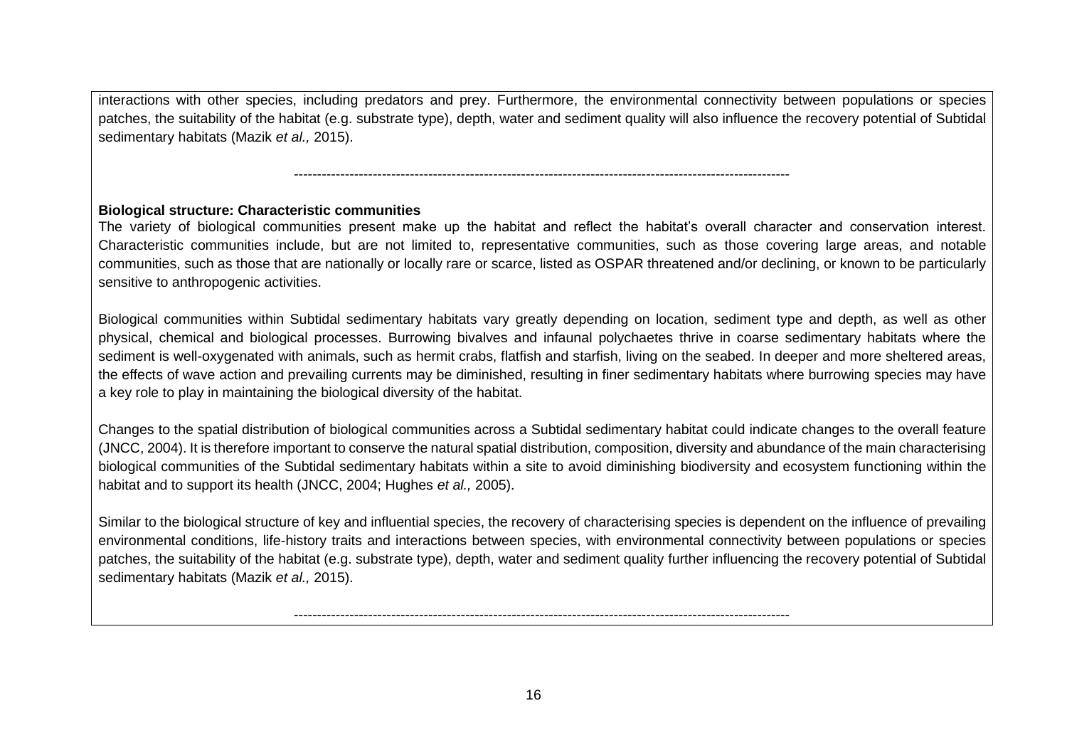interactions with other species, including predators and prey. Furthermore, the environmental connectivity between populations or species patches, the suitability of the habitat (e.g. substrate type), depth, water and sediment quality will also influence the recovery potential of Subtidal sedimentary habitats (Mazik *et al.,* 2015).

------------------------------------------------------------------------------------------------------------

**Biological structure: Characteristic communities**

The variety of biological communities present make up the habitat and reflect the habitat's overall character and conservation interest. Characteristic communities include, but are not limited to, representative communities, such as those covering large areas, and notable communities, such as those that are nationally or locally rare or scarce, listed as OSPAR threatened and/or declining, or known to be particularly sensitive to anthropogenic activities.

Biological communities within Subtidal sedimentary habitats vary greatly depending on location, sediment type and depth, as well as other physical, chemical and biological processes. Burrowing bivalves and infaunal polychaetes thrive in coarse sedimentary habitats where the sediment is well-oxygenated with animals, such as hermit crabs, flatfish and starfish, living on the seabed. In deeper and more sheltered areas, the effects of wave action and prevailing currents may be diminished, resulting in finer sedimentary habitats where burrowing species may have a key role to play in maintaining the biological diversity of the habitat.

Changes to the spatial distribution of biological communities across a Subtidal sedimentary habitat could indicate changes to the overall feature (JNCC, 2004). It is therefore important to conserve the natural spatial distribution, composition, diversity and abundance of the main characterising biological communities of the Subtidal sedimentary habitats within a site to avoid diminishing biodiversity and ecosystem functioning within the habitat and to support its health (JNCC, 2004; Hughes *et al.,* 2005).

Similar to the biological structure of key and influential species, the recovery of characterising species is dependent on the influence of prevailing environmental conditions, life-history traits and interactions between species, with environmental connectivity between populations or species patches, the suitability of the habitat (e.g. substrate type), depth, water and sediment quality further influencing the recovery potential of Subtidal sedimentary habitats (Mazik *et al.,* 2015).

------------------------------------------------------------------------------------------------------------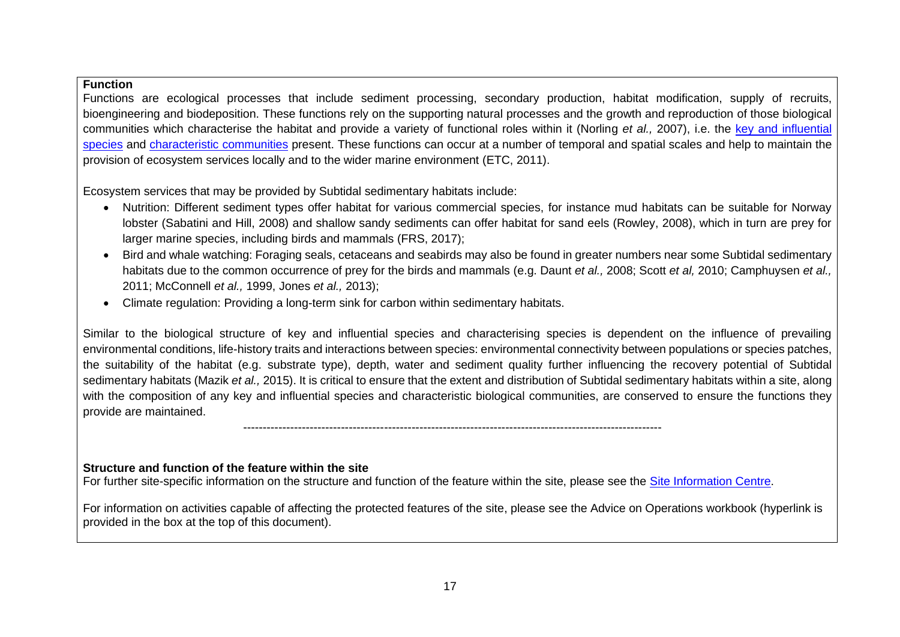**Function**

Functions are ecological processes that include sediment processing, secondary production, habitat modification, supply of recruits, bioengineering and biodeposition. These functions rely on the supporting natural processes and the growth and reproduction of those biological communities which characterise the habitat and provide a variety of functional roles within it (Norling *et al.,* 2007), i.e. the [key and influential species]() and [characteristic communities]() present. These functions can occur at a number of temporal and spatial scales and help to maintain the provision of ecosystem services locally and to the wider marine environment (ETC, 2011).

Ecosystem services that may be provided by Subtidal sedimentary habitats include:

- Nutrition: Different sediment types offer habitat for various commercial species, for instance mud habitats can be suitable for Norway lobster (Sabatini and Hill, 2008) and shallow sandy sediments can offer habitat for sand eels (Rowley, 2008), which in turn are prey for larger marine species, including birds and mammals (FRS, 2017);
- Bird and whale watching: Foraging seals, cetaceans and seabirds may also be found in greater numbers near some Subtidal sedimentary habitats due to the common occurrence of prey for the birds and mammals (e.g. Daunt *et al.,* 2008; Scott *et al,* 2010; Camphuysen *et al.,* 2011; McConnell *et al.,* 1999, Jones *et al.,* 2013);
- Climate regulation: Providing a long-term sink for carbon within sedimentary habitats.

Similar to the biological structure of key and influential species and characterising species is dependent on the influence of prevailing environmental conditions, life-history traits and interactions between species: environmental connectivity between populations or species patches, the suitability of the habitat (e.g. substrate type), depth, water and sediment quality further influencing the recovery potential of Subtidal sedimentary habitats (Mazik *et al.,* 2015). It is critical to ensure that the extent and distribution of Subtidal sedimentary habitats within a site, along with the composition of any key and influential species and characteristic biological communities, are conserved to ensure the functions they provide are maintained.

---

**Structure and function of the feature within the site**

For further site-specific information on the structure and function of the feature within the site, please see the [Site Information Centre]().

For information on activities capable of affecting the protected features of the site, please see the Advice on Operations workbook (hyperlink is provided in the box at the top of this document).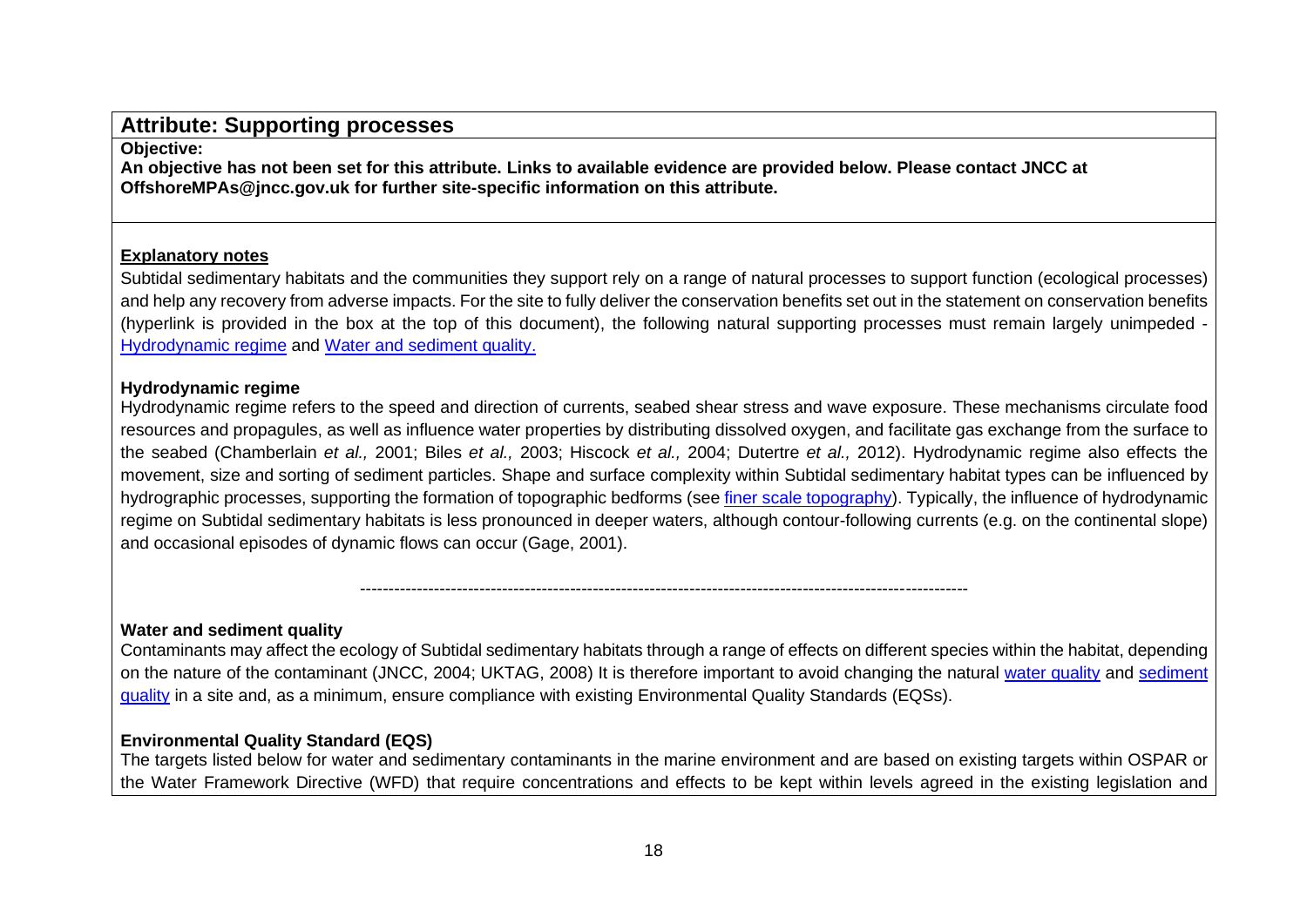## Attribute: Supporting processes

**Objective:**

**An objective has not been set for this attribute. Links to available evidence are provided below. Please contact JNCC at OffshoreMPAs@jncc.gov.uk for further site-specific information on this attribute.**

**Explanatory notes**

Subtidal sedimentary habitats and the communities they support rely on a range of natural processes to support function (ecological processes) and help any recovery from adverse impacts. For the site to fully deliver the conservation benefits set out in the statement on conservation benefits (hyperlink is provided in the box at the top of this document), the following natural supporting processes must remain largely unimpeded - Hydrodynamic regime and Water and sediment quality.

**Hydrodynamic regime**

Hydrodynamic regime refers to the speed and direction of currents, seabed shear stress and wave exposure. These mechanisms circulate food resources and propagules, as well as influence water properties by distributing dissolved oxygen, and facilitate gas exchange from the surface to the seabed (Chamberlain *et al.,* 2001; Biles *et al.,* 2003; Hiscock *et al.,* 2004; Dutertre *et al.,* 2012). Hydrodynamic regime also effects the movement, size and sorting of sediment particles. Shape and surface complexity within Subtidal sedimentary habitat types can be influenced by hydrographic processes, supporting the formation of topographic bedforms (see finer scale topography). Typically, the influence of hydrodynamic regime on Subtidal sedimentary habitats is less pronounced in deeper waters, although contour-following currents (e.g. on the continental slope) and occasional episodes of dynamic flows can occur (Gage, 2001).

---

**Water and sediment quality**

Contaminants may affect the ecology of Subtidal sedimentary habitats through a range of effects on different species within the habitat, depending on the nature of the contaminant (JNCC, 2004; UKTAG, 2008) It is therefore important to avoid changing the natural water quality and sediment quality in a site and, as a minimum, ensure compliance with existing Environmental Quality Standards (EQSs).

**Environmental Quality Standard (EQS)**

The targets listed below for water and sedimentary contaminants in the marine environment and are based on existing targets within OSPAR or the Water Framework Directive (WFD) that require concentrations and effects to be kept within levels agreed in the existing legislation and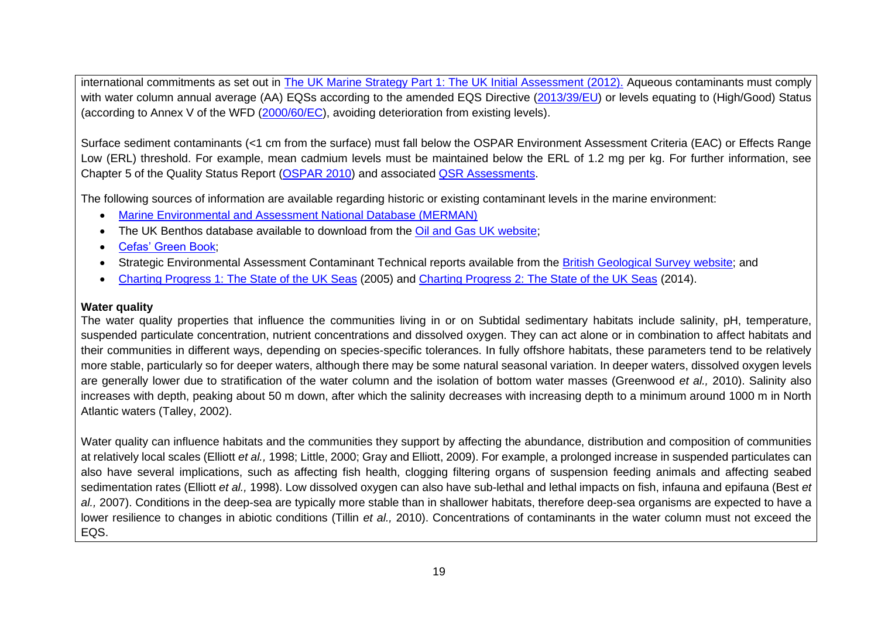international commitments as set out in The UK Marine Strategy Part 1: The UK Initial Assessment (2012). Aqueous contaminants must comply with water column annual average (AA) EQSs according to the amended EQS Directive (2013/39/EU) or levels equating to (High/Good) Status (according to Annex V of the WFD (2000/60/EC), avoiding deterioration from existing levels).

Surface sediment contaminants (<1 cm from the surface) must fall below the OSPAR Environment Assessment Criteria (EAC) or Effects Range Low (ERL) threshold. For example, mean cadmium levels must be maintained below the ERL of 1.2 mg per kg. For further information, see Chapter 5 of the Quality Status Report (OSPAR 2010) and associated QSR Assessments.

The following sources of information are available regarding historic or existing contaminant levels in the marine environment:

- Marine Environmental and Assessment National Database (MERMAN)
- The UK Benthos database available to download from the Oil and Gas UK website;
- Cefas' Green Book;
- Strategic Environmental Assessment Contaminant Technical reports available from the British Geological Survey website; and
- Charting Progress 1: The State of the UK Seas (2005) and Charting Progress 2: The State of the UK Seas (2014).

**Water quality**

The water quality properties that influence the communities living in or on Subtidal sedimentary habitats include salinity, pH, temperature, suspended particulate concentration, nutrient concentrations and dissolved oxygen. They can act alone or in combination to affect habitats and their communities in different ways, depending on species-specific tolerances. In fully offshore habitats, these parameters tend to be relatively more stable, particularly so for deeper waters, although there may be some natural seasonal variation. In deeper waters, dissolved oxygen levels are generally lower due to stratification of the water column and the isolation of bottom water masses (Greenwood *et al.,* 2010). Salinity also increases with depth, peaking about 50 m down, after which the salinity decreases with increasing depth to a minimum around 1000 m in North Atlantic waters (Talley, 2002).

Water quality can influence habitats and the communities they support by affecting the abundance, distribution and composition of communities at relatively local scales (Elliott *et al.,* 1998; Little, 2000; Gray and Elliott, 2009). For example, a prolonged increase in suspended particulates can also have several implications, such as affecting fish health, clogging filtering organs of suspension feeding animals and affecting seabed sedimentation rates (Elliott *et al.,* 1998). Low dissolved oxygen can also have sub-lethal and lethal impacts on fish, infauna and epifauna (Best *et al.,* 2007). Conditions in the deep-sea are typically more stable than in shallower habitats, therefore deep-sea organisms are expected to have a lower resilience to changes in abiotic conditions (Tillin *et al.,* 2010). Concentrations of contaminants in the water column must not exceed the EQS.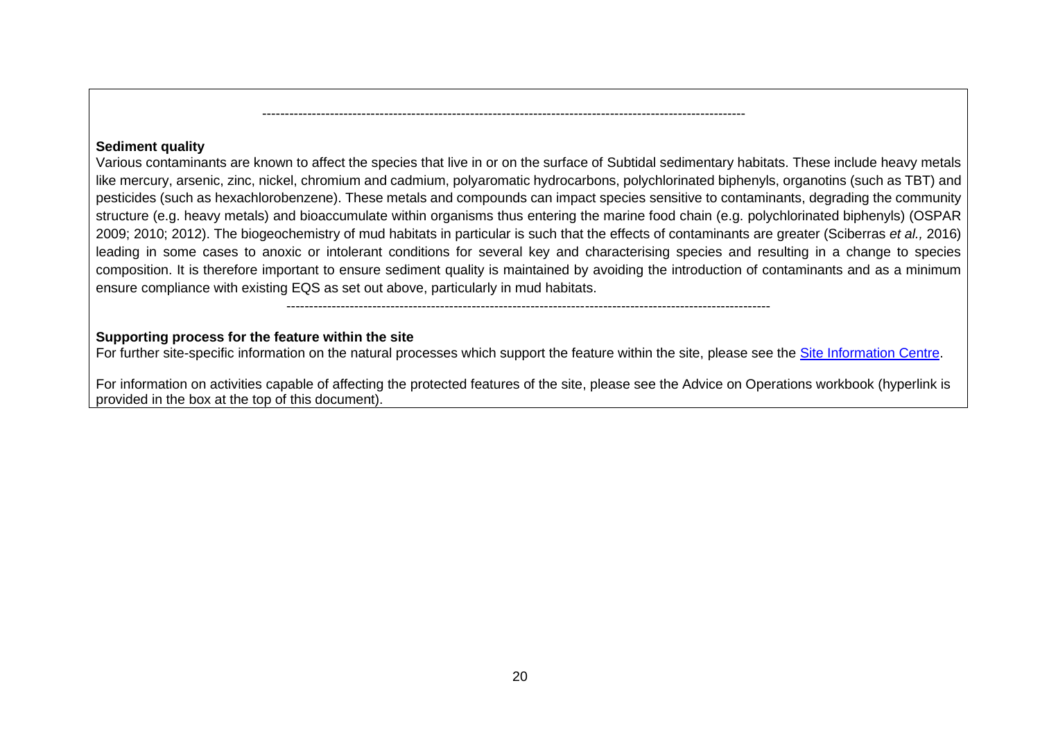-----------------------------------------------------------------------------------------------------------

**Sediment quality**

Various contaminants are known to affect the species that live in or on the surface of Subtidal sedimentary habitats. These include heavy metals like mercury, arsenic, zinc, nickel, chromium and cadmium, polyaromatic hydrocarbons, polychlorinated biphenyls, organotins (such as TBT) and pesticides (such as hexachlorobenzene). These metals and compounds can impact species sensitive to contaminants, degrading the community structure (e.g. heavy metals) and bioaccumulate within organisms thus entering the marine food chain (e.g. polychlorinated biphenyls) (OSPAR 2009; 2010; 2012). The biogeochemistry of mud habitats in particular is such that the effects of contaminants are greater (Sciberras *et al.,* 2016) leading in some cases to anoxic or intolerant conditions for several key and characterising species and resulting in a change to species composition. It is therefore important to ensure sediment quality is maintained by avoiding the introduction of contaminants and as a minimum ensure compliance with existing EQS as set out above, particularly in mud habitats.

-----------------------------------------------------------------------------------------------------------

**Supporting process for the feature within the site**

For further site-specific information on the natural processes which support the feature within the site, please see the [Site Information Centre](Site Information Centre).

For information on activities capable of affecting the protected features of the site, please see the Advice on Operations workbook (hyperlink is provided in the box at the top of this document).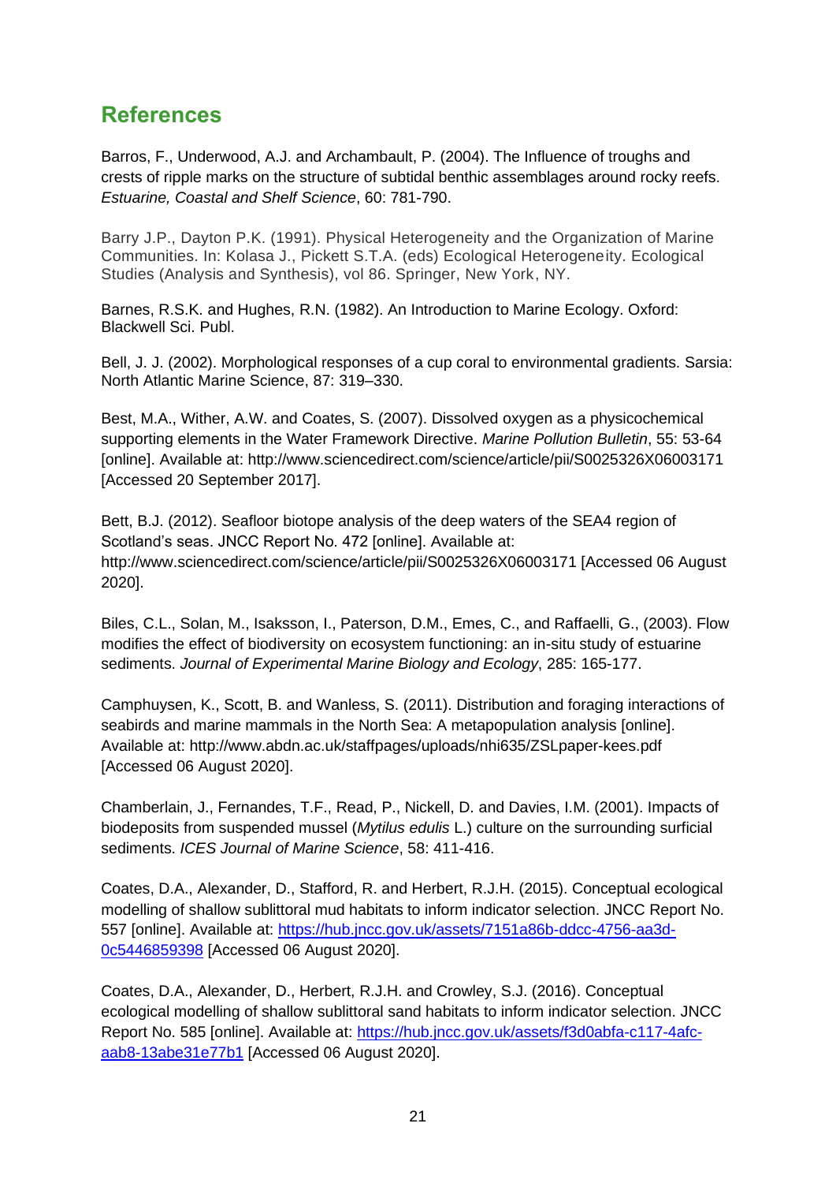## References

Barros, F., Underwood, A.J. and Archambault, P. (2004). The Influence of troughs and crests of ripple marks on the structure of subtidal benthic assemblages around rocky reefs. *Estuarine, Coastal and Shelf Science*, 60: 781-790.

Barry J.P., Dayton P.K. (1991). Physical Heterogeneity and the Organization of Marine Communities. In: Kolasa J., Pickett S.T.A. (eds) Ecological Heterogeneity. Ecological Studies (Analysis and Synthesis), vol 86. Springer, New York, NY.

Barnes, R.S.K. and Hughes, R.N. (1982). An Introduction to Marine Ecology. Oxford: Blackwell Sci. Publ.

Bell, J. J. (2002). Morphological responses of a cup coral to environmental gradients. Sarsia: North Atlantic Marine Science, 87: 319–330.

Best, M.A., Wither, A.W. and Coates, S. (2007). Dissolved oxygen as a physicochemical supporting elements in the Water Framework Directive. *Marine Pollution Bulletin*, 55: 53-64 [online]. Available at: http://www.sciencedirect.com/science/article/pii/S0025326X06003171 [Accessed 20 September 2017].

Bett, B.J. (2012). Seafloor biotope analysis of the deep waters of the SEA4 region of Scotland's seas. JNCC Report No. 472 [online]. Available at: http://www.sciencedirect.com/science/article/pii/S0025326X06003171 [Accessed 06 August 2020].

Biles, C.L., Solan, M., Isaksson, I., Paterson, D.M., Emes, C., and Raffaelli, G., (2003). Flow modifies the effect of biodiversity on ecosystem functioning: an in-situ study of estuarine sediments. *Journal of Experimental Marine Biology and Ecology*, 285: 165-177.

Camphuysen, K., Scott, B. and Wanless, S. (2011). Distribution and foraging interactions of seabirds and marine mammals in the North Sea: A metapopulation analysis [online]. Available at: http://www.abdn.ac.uk/staffpages/uploads/nhi635/ZSLpaper-kees.pdf [Accessed 06 August 2020].

Chamberlain, J., Fernandes, T.F., Read, P., Nickell, D. and Davies, I.M. (2001). Impacts of biodeposits from suspended mussel (*Mytilus edulis* L.) culture on the surrounding surficial sediments. *ICES Journal of Marine Science*, 58: 411-416.

Coates, D.A., Alexander, D., Stafford, R. and Herbert, R.J.H. (2015). Conceptual ecological modelling of shallow sublittoral mud habitats to inform indicator selection. JNCC Report No. 557 [online]. Available at: https://hub.jncc.gov.uk/assets/7151a86b-ddcc-4756-aa3d-0c5446859398 [Accessed 06 August 2020].

Coates, D.A., Alexander, D., Herbert, R.J.H. and Crowley, S.J. (2016). Conceptual ecological modelling of shallow sublittoral sand habitats to inform indicator selection. JNCC Report No. 585 [online]. Available at: https://hub.jncc.gov.uk/assets/f3d0abfa-c117-4afc-aab8-13abe31e77b1 [Accessed 06 August 2020].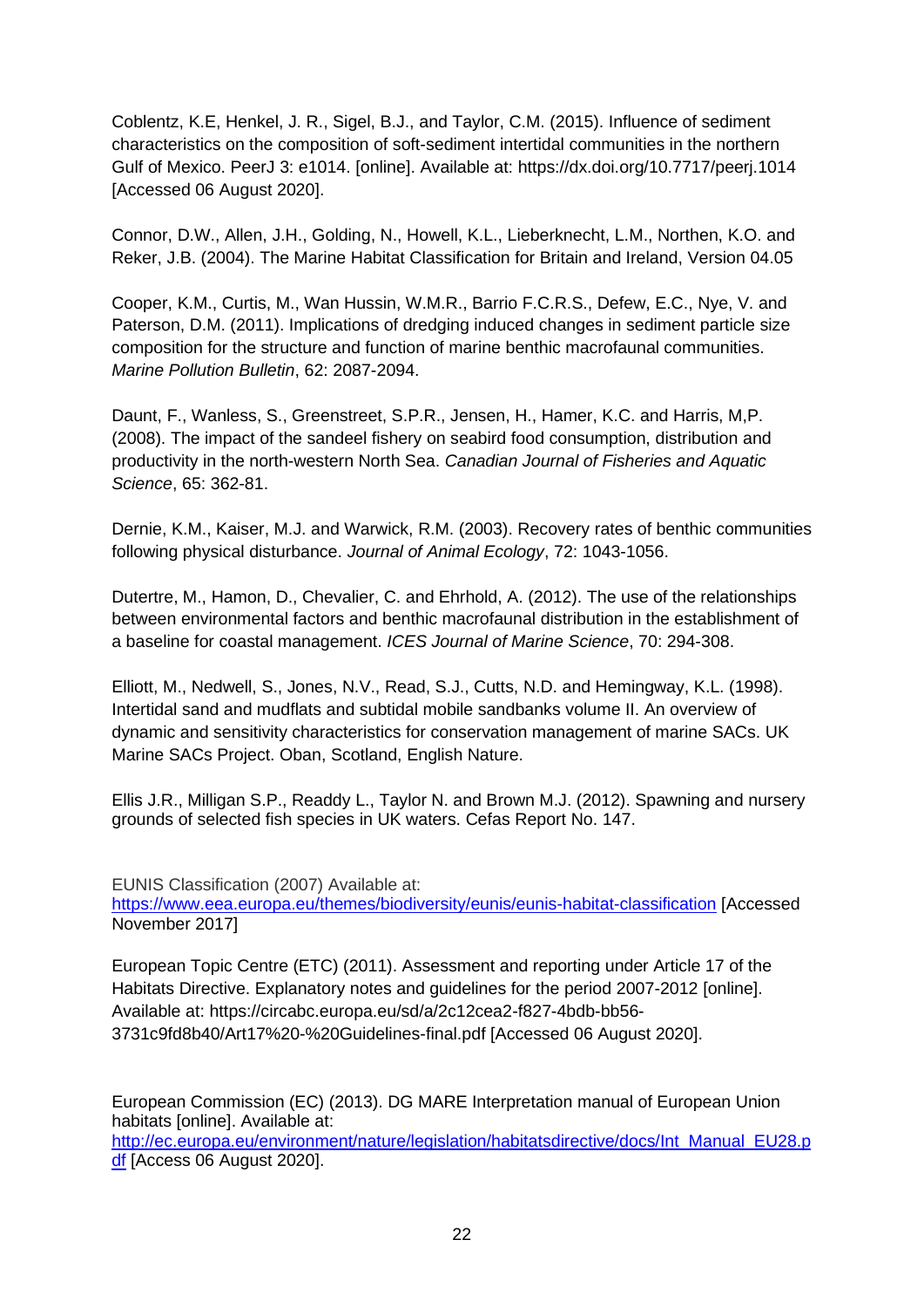Coblentz, K.E, Henkel, J. R., Sigel, B.J., and Taylor, C.M. (2015). Influence of sediment characteristics on the composition of soft-sediment intertidal communities in the northern Gulf of Mexico. PeerJ 3: e1014. [online]. Available at: https://dx.doi.org/10.7717/peerj.1014 [Accessed 06 August 2020].

Connor, D.W., Allen, J.H., Golding, N., Howell, K.L., Lieberknecht, L.M., Northen, K.O. and Reker, J.B. (2004). The Marine Habitat Classification for Britain and Ireland, Version 04.05

Cooper, K.M., Curtis, M., Wan Hussin, W.M.R., Barrio F.C.R.S., Defew, E.C., Nye, V. and Paterson, D.M. (2011). Implications of dredging induced changes in sediment particle size composition for the structure and function of marine benthic macrofaunal communities. *Marine Pollution Bulletin*, 62: 2087-2094.

Daunt, F., Wanless, S., Greenstreet, S.P.R., Jensen, H., Hamer, K.C. and Harris, M,P. (2008). The impact of the sandeel fishery on seabird food consumption, distribution and productivity in the north-western North Sea. *Canadian Journal of Fisheries and Aquatic Science*, 65: 362-81.

Dernie, K.M., Kaiser, M.J. and Warwick, R.M. (2003). Recovery rates of benthic communities following physical disturbance. *Journal of Animal Ecology*, 72: 1043-1056.

Dutertre, M., Hamon, D., Chevalier, C. and Ehrhold, A. (2012). The use of the relationships between environmental factors and benthic macrofaunal distribution in the establishment of a baseline for coastal management. *ICES Journal of Marine Science*, 70: 294-308.

Elliott, M., Nedwell, S., Jones, N.V., Read, S.J., Cutts, N.D. and Hemingway, K.L. (1998). Intertidal sand and mudflats and subtidal mobile sandbanks volume II. An overview of dynamic and sensitivity characteristics for conservation management of marine SACs. UK Marine SACs Project. Oban, Scotland, English Nature.

Ellis J.R., Milligan S.P., Readdy L., Taylor N. and Brown M.J. (2012). Spawning and nursery grounds of selected fish species in UK waters. Cefas Report No. 147.

EUNIS Classification (2007) Available at: [https://www.eea.europa.eu/themes/biodiversity/eunis/eunis-habitat-classification](https://www.eea.europa.eu/themes/biodiversity/eunis/eunis-habitat-classification) [Accessed November 2017]

European Topic Centre (ETC) (2011). Assessment and reporting under Article 17 of the Habitats Directive. Explanatory notes and guidelines for the period 2007-2012 [online]. Available at: https://circabc.europa.eu/sd/a/2c12cea2-f827-4bdb-bb56-3731c9fd8b40/Art17%20-%20Guidelines-final.pdf [Accessed 06 August 2020].

European Commission (EC) (2013). DG MARE Interpretation manual of European Union habitats [online]. Available at: [http://ec.europa.eu/environment/nature/legislation/habitatsdirective/docs/Int_Manual_EU28.pdf](http://ec.europa.eu/environment/nature/legislation/habitatsdirective/docs/Int_Manual_EU28.pdf) [Access 06 August 2020].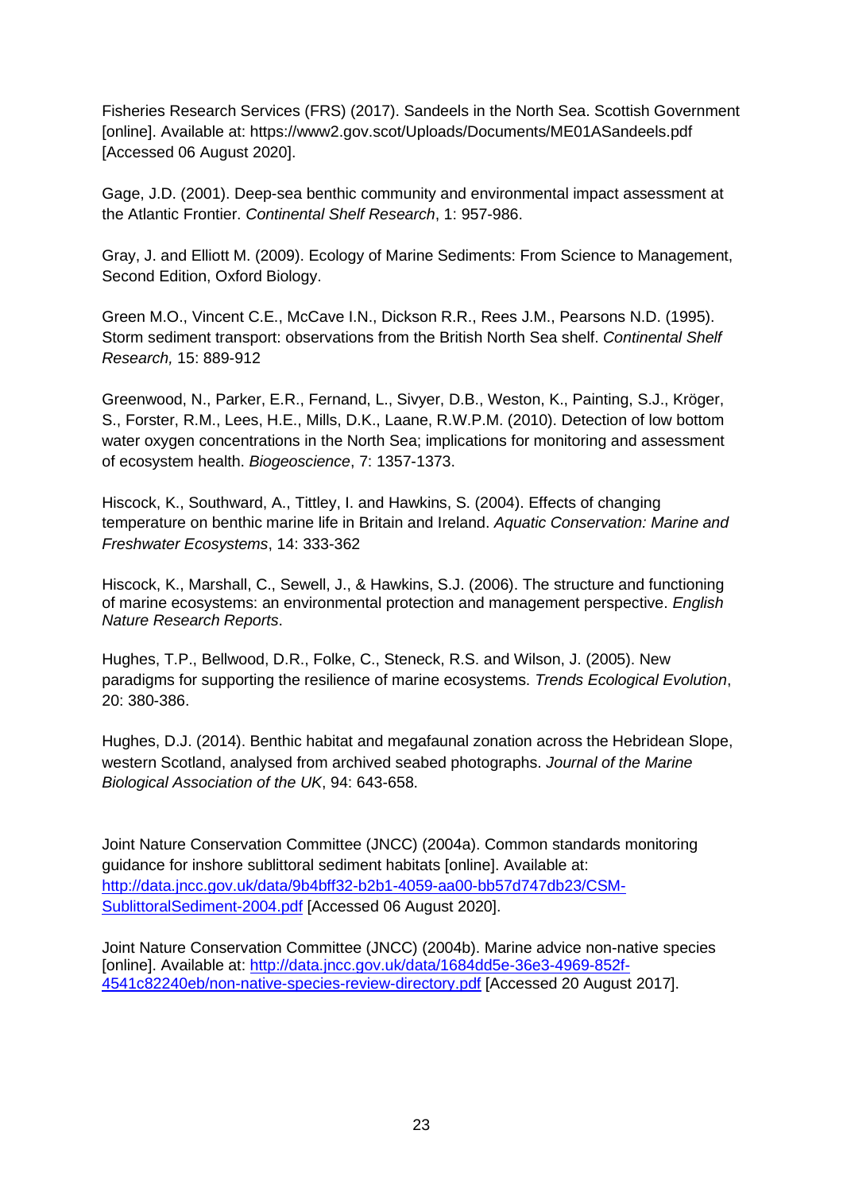Fisheries Research Services (FRS) (2017). Sandeels in the North Sea. Scottish Government [online]. Available at: https://www2.gov.scot/Uploads/Documents/ME01ASandeels.pdf [Accessed 06 August 2020].

Gage, J.D. (2001). Deep-sea benthic community and environmental impact assessment at the Atlantic Frontier. *Continental Shelf Research*, 1: 957-986.

Gray, J. and Elliott M. (2009). Ecology of Marine Sediments: From Science to Management, Second Edition, Oxford Biology.

Green M.O., Vincent C.E., McCave I.N., Dickson R.R., Rees J.M., Pearsons N.D. (1995). Storm sediment transport: observations from the British North Sea shelf. *Continental Shelf Research,* 15: 889-912

Greenwood, N., Parker, E.R., Fernand, L., Sivyer, D.B., Weston, K., Painting, S.J., Kröger, S., Forster, R.M., Lees, H.E., Mills, D.K., Laane, R.W.P.M. (2010). Detection of low bottom water oxygen concentrations in the North Sea; implications for monitoring and assessment of ecosystem health. *Biogeoscience*, 7: 1357-1373.

Hiscock, K., Southward, A., Tittley, I. and Hawkins, S. (2004). Effects of changing temperature on benthic marine life in Britain and Ireland. *Aquatic Conservation: Marine and Freshwater Ecosystems*, 14: 333-362

Hiscock, K., Marshall, C., Sewell, J., & Hawkins, S.J. (2006). The structure and functioning of marine ecosystems: an environmental protection and management perspective. *English Nature Research Reports*.

Hughes, T.P., Bellwood, D.R., Folke, C., Steneck, R.S. and Wilson, J. (2005). New paradigms for supporting the resilience of marine ecosystems. *Trends Ecological Evolution*, 20: 380-386.

Hughes, D.J. (2014). Benthic habitat and megafaunal zonation across the Hebridean Slope, western Scotland, analysed from archived seabed photographs. *Journal of the Marine Biological Association of the UK*, 94: 643-658.

Joint Nature Conservation Committee (JNCC) (2004a). Common standards monitoring guidance for inshore sublittoral sediment habitats [online]. Available at: [http://data.jncc.gov.uk/data/9b4bff32-b2b1-4059-aa00-bb57d747db23/CSM-SublittoralSediment-2004.pdf](http://data.jncc.gov.uk/data/9b4bff32-b2b1-4059-aa00-bb57d747db23/CSM-SublittoralSediment-2004.pdf) [Accessed 06 August 2020].

Joint Nature Conservation Committee (JNCC) (2004b). Marine advice non-native species [online]. Available at: [http://data.jncc.gov.uk/data/1684dd5e-36e3-4969-852f-4541c82240eb/non-native-species-review-directory.pdf](http://data.jncc.gov.uk/data/1684dd5e-36e3-4969-852f-4541c82240eb/non-native-species-review-directory.pdf) [Accessed 20 August 2017].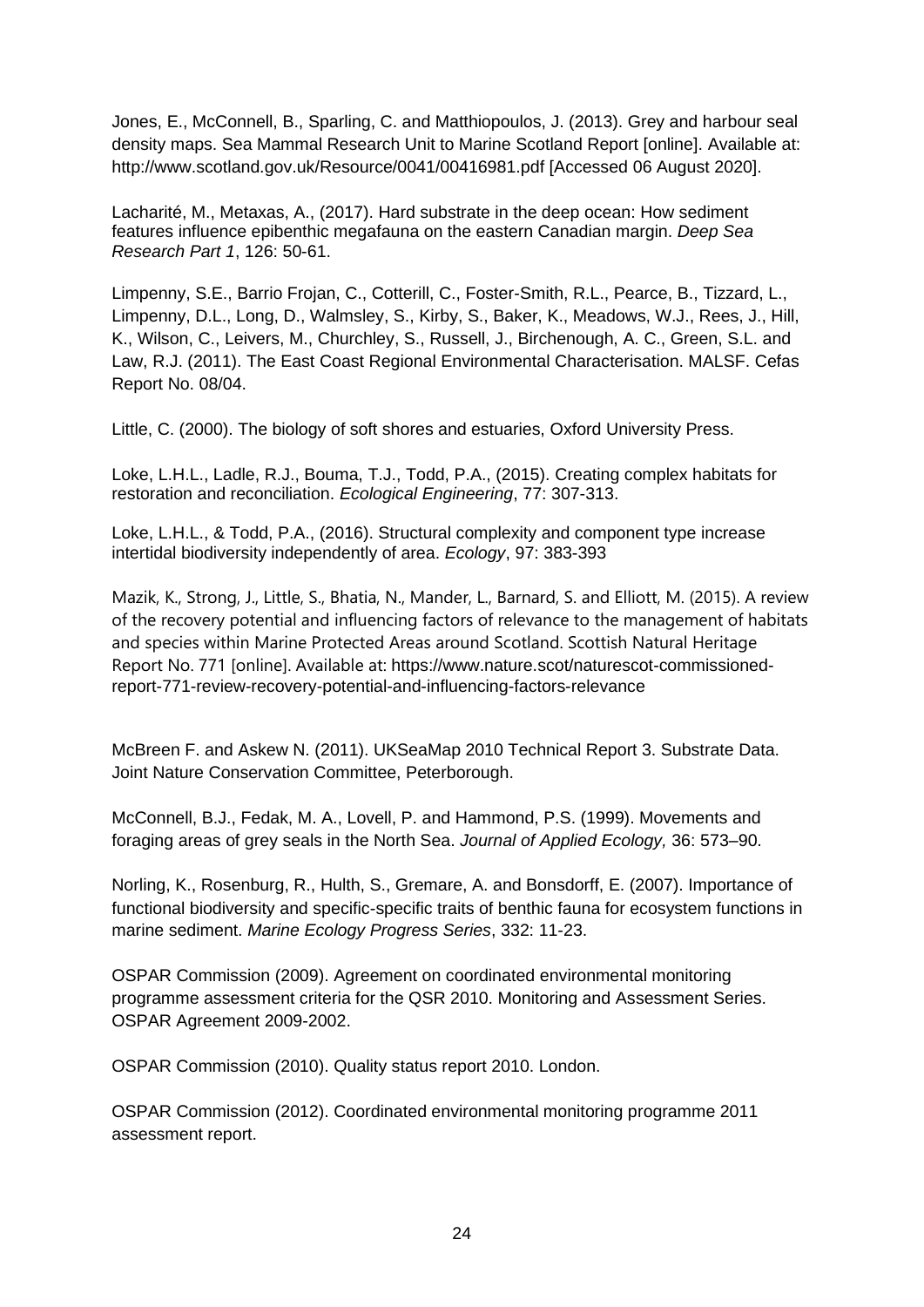Jones, E., McConnell, B., Sparling, C. and Matthiopoulos, J. (2013). Grey and harbour seal density maps. Sea Mammal Research Unit to Marine Scotland Report [online]. Available at: http://www.scotland.gov.uk/Resource/0041/00416981.pdf [Accessed 06 August 2020].

Lacharité, M., Metaxas, A., (2017). Hard substrate in the deep ocean: How sediment features influence epibenthic megafauna on the eastern Canadian margin. *Deep Sea Research Part 1*, 126: 50-61.

Limpenny, S.E., Barrio Frojan, C., Cotterill, C., Foster-Smith, R.L., Pearce, B., Tizzard, L., Limpenny, D.L., Long, D., Walmsley, S., Kirby, S., Baker, K., Meadows, W.J., Rees, J., Hill, K., Wilson, C., Leivers, M., Churchley, S., Russell, J., Birchenough, A. C., Green, S.L. and Law, R.J. (2011). The East Coast Regional Environmental Characterisation. MALSF. Cefas Report No. 08/04.

Little, C. (2000). The biology of soft shores and estuaries, Oxford University Press.

Loke, L.H.L., Ladle, R.J., Bouma, T.J., Todd, P.A., (2015). Creating complex habitats for restoration and reconciliation. *Ecological Engineering*, 77: 307-313.

Loke, L.H.L., & Todd, P.A., (2016). Structural complexity and component type increase intertidal biodiversity independently of area. *Ecology*, 97: 383-393

Mazik, K., Strong, J., Little, S., Bhatia, N., Mander, L., Barnard, S. and Elliott, M. (2015). A review of the recovery potential and influencing factors of relevance to the management of habitats and species within Marine Protected Areas around Scotland. Scottish Natural Heritage Report No. 771 [online]. Available at: https://www.nature.scot/naturescot-commissioned-report-771-review-recovery-potential-and-influencing-factors-relevance

McBreen F. and Askew N. (2011). UKSeaMap 2010 Technical Report 3. Substrate Data. Joint Nature Conservation Committee, Peterborough.

McConnell, B.J., Fedak, M. A., Lovell, P. and Hammond, P.S. (1999). Movements and foraging areas of grey seals in the North Sea. *Journal of Applied Ecology,* 36: 573–90.

Norling, K., Rosenburg, R., Hulth, S., Gremare, A. and Bonsdorff, E. (2007). Importance of functional biodiversity and specific-specific traits of benthic fauna for ecosystem functions in marine sediment. *Marine Ecology Progress Series*, 332: 11-23.

OSPAR Commission (2009). Agreement on coordinated environmental monitoring programme assessment criteria for the QSR 2010. Monitoring and Assessment Series. OSPAR Agreement 2009-2002.

OSPAR Commission (2010). Quality status report 2010. London.

OSPAR Commission (2012). Coordinated environmental monitoring programme 2011 assessment report.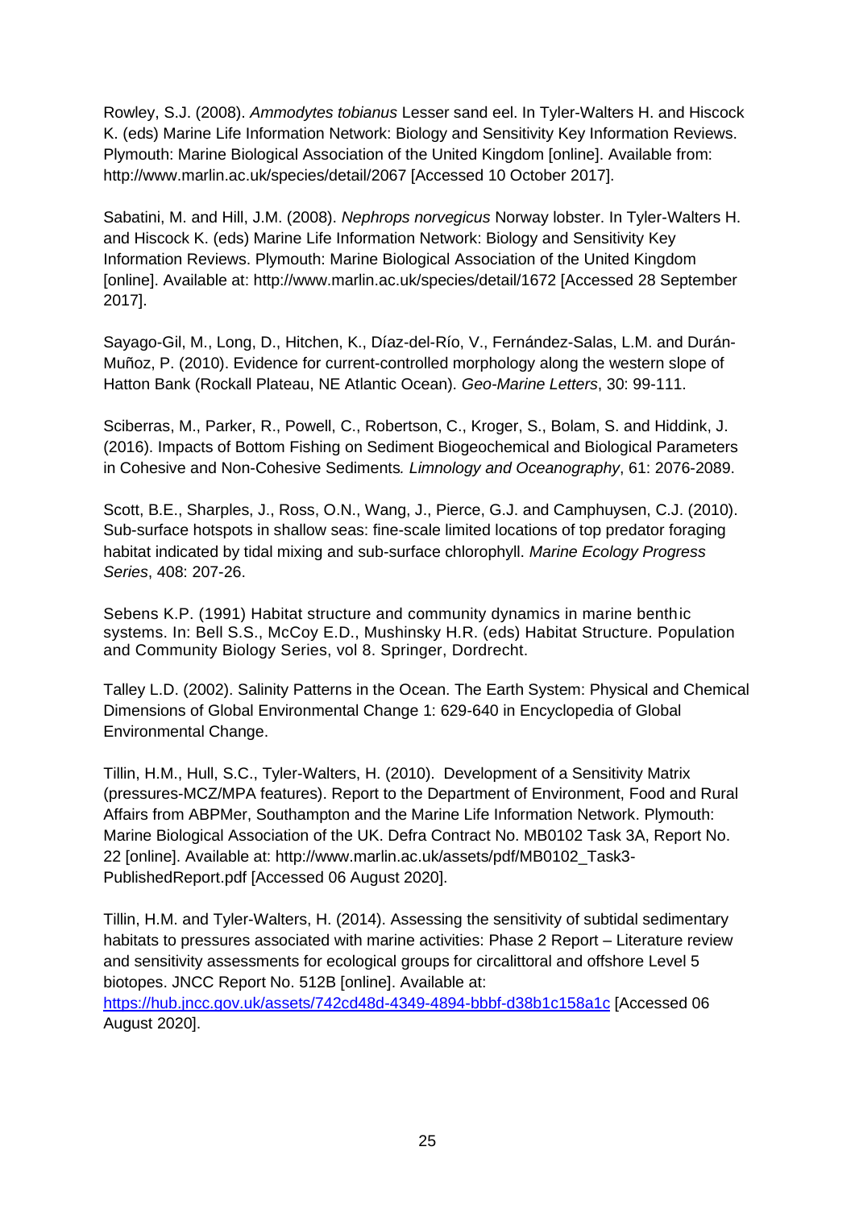Rowley, S.J. (2008). *Ammodytes tobianus* Lesser sand eel. In Tyler-Walters H. and Hiscock K. (eds) Marine Life Information Network: Biology and Sensitivity Key Information Reviews. Plymouth: Marine Biological Association of the United Kingdom [online]. Available from: http://www.marlin.ac.uk/species/detail/2067 [Accessed 10 October 2017].

Sabatini, M. and Hill, J.M. (2008). *Nephrops norvegicus* Norway lobster. In Tyler-Walters H. and Hiscock K. (eds) Marine Life Information Network: Biology and Sensitivity Key Information Reviews. Plymouth: Marine Biological Association of the United Kingdom [online]. Available at: http://www.marlin.ac.uk/species/detail/1672 [Accessed 28 September 2017].

Sayago-Gil, M., Long, D., Hitchen, K., Díaz-del-Río, V., Fernández-Salas, L.M. and Durán-Muñoz, P. (2010). Evidence for current-controlled morphology along the western slope of Hatton Bank (Rockall Plateau, NE Atlantic Ocean). *Geo-Marine Letters*, 30: 99-111.

Sciberras, M., Parker, R., Powell, C., Robertson, C., Kroger, S., Bolam, S. and Hiddink, J. (2016). Impacts of Bottom Fishing on Sediment Biogeochemical and Biological Parameters in Cohesive and Non-Cohesive Sediments*. Limnology and Oceanography*, 61: 2076-2089.

Scott, B.E., Sharples, J., Ross, O.N., Wang, J., Pierce, G.J. and Camphuysen, C.J. (2010). Sub-surface hotspots in shallow seas: fine-scale limited locations of top predator foraging habitat indicated by tidal mixing and sub-surface chlorophyll. *Marine Ecology Progress Series*, 408: 207-26.

Sebens K.P. (1991) Habitat structure and community dynamics in marine benthic systems. In: Bell S.S., McCoy E.D., Mushinsky H.R. (eds) Habitat Structure. Population and Community Biology Series, vol 8. Springer, Dordrecht.

Talley L.D. (2002). Salinity Patterns in the Ocean. The Earth System: Physical and Chemical Dimensions of Global Environmental Change 1: 629-640 in Encyclopedia of Global Environmental Change.

Tillin, H.M., Hull, S.C., Tyler-Walters, H. (2010). Development of a Sensitivity Matrix (pressures-MCZ/MPA features). Report to the Department of Environment, Food and Rural Affairs from ABPMer, Southampton and the Marine Life Information Network. Plymouth: Marine Biological Association of the UK. Defra Contract No. MB0102 Task 3A, Report No. 22 [online]. Available at: http://www.marlin.ac.uk/assets/pdf/MB0102_Task3-PublishedReport.pdf [Accessed 06 August 2020].

Tillin, H.M. and Tyler-Walters, H. (2014). Assessing the sensitivity of subtidal sedimentary habitats to pressures associated with marine activities: Phase 2 Report – Literature review and sensitivity assessments for ecological groups for circalittoral and offshore Level 5 biotopes. JNCC Report No. 512B [online]. Available at: https://hub.jncc.gov.uk/assets/742cd48d-4349-4894-bbbf-d38b1c158a1c [Accessed 06 August 2020].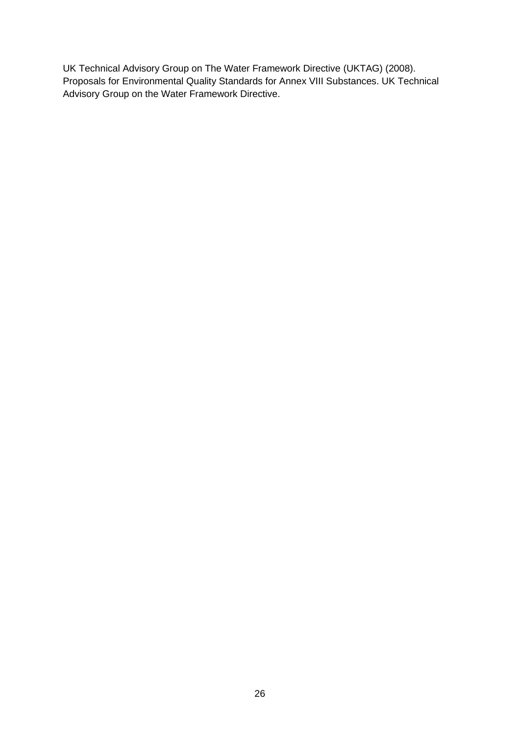UK Technical Advisory Group on The Water Framework Directive (UKTAG) (2008). Proposals for Environmental Quality Standards for Annex VIII Substances. UK Technical Advisory Group on the Water Framework Directive.